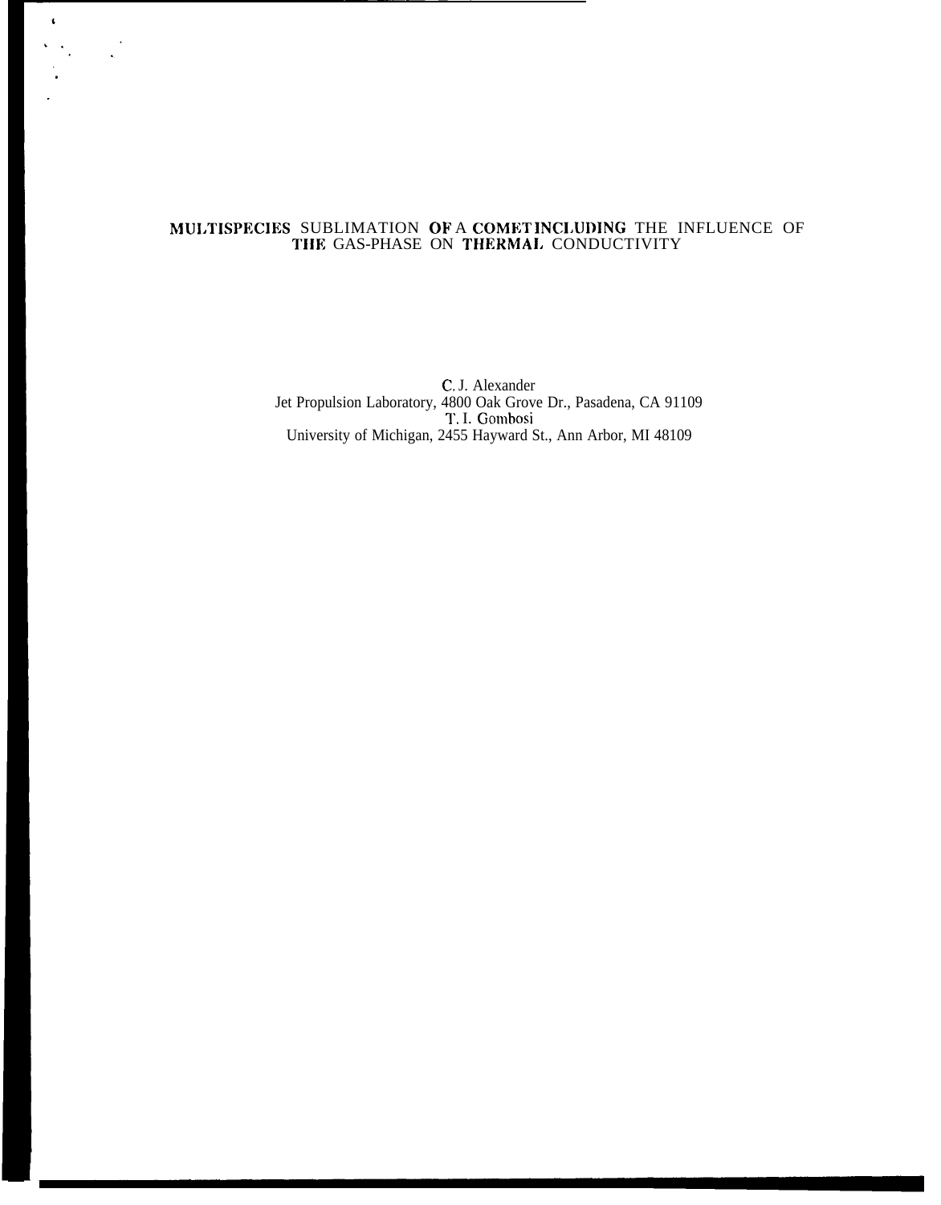# MULTISPECIES SUBLIMATION OF A COMET INCLUDING THE INFLUENCE OF THE GAS-PHASE ON THERMAL CONDUCTIVITY

C. J. Alexander
Jet Propulsion Laboratory, 4800 Oak Grove Dr., Pasadena, CA 91109

T. I. Gombosi
University of Michigan, 2455 Hayward St., Ann Arbor, MI 48109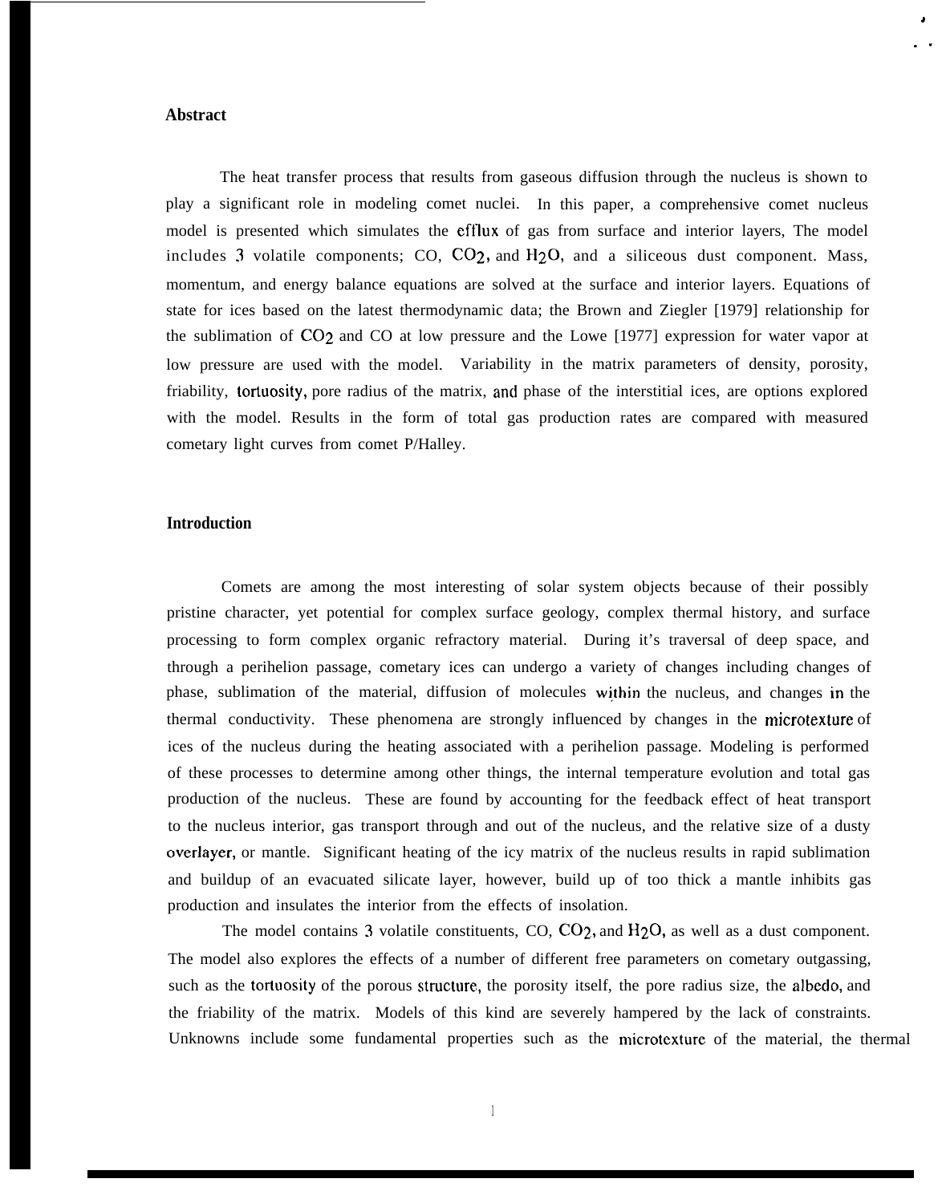## Abstract

The heat transfer process that results from gaseous diffusion through the nucleus is shown to play a significant role in modeling comet nuclei. In this paper, a comprehensive comet nucleus model is presented which simulates the efflux of gas from surface and interior layers, The model includes 3 volatile components; CO, $CO_2$, and $H_2O$, and a siliceous dust component. Mass, momentum, and energy balance equations are solved at the surface and interior layers. Equations of state for ices based on the latest thermodynamic data; the Brown and Ziegler [1979] relationship for the sublimation of $CO_2$ and CO at low pressure and the Lowe [1977] expression for water vapor at low pressure are used with the model. Variability in the matrix parameters of density, porosity, friability, tortuosity, pore radius of the matrix, and phase of the interstitial ices, are options explored with the model. Results in the form of total gas production rates are compared with measured cometary light curves from comet P/Halley.

## Introduction

Comets are among the most interesting of solar system objects because of their possibly pristine character, yet potential for complex surface geology, complex thermal history, and surface processing to form complex organic refractory material. During it's traversal of deep space, and through a perihelion passage, cometary ices can undergo a variety of changes including changes of phase, sublimation of the material, diffusion of molecules within the nucleus, and changes in the thermal conductivity. These phenomena are strongly influenced by changes in the microtexture of ices of the nucleus during the heating associated with a perihelion passage. Modeling is performed of these processes to determine among other things, the internal temperature evolution and total gas production of the nucleus. These are found by accounting for the feedback effect of heat transport to the nucleus interior, gas transport through and out of the nucleus, and the relative size of a dusty overlayer, or mantle. Significant heating of the icy matrix of the nucleus results in rapid sublimation and buildup of an evacuated silicate layer, however, build up of too thick a mantle inhibits gas production and insulates the interior from the effects of insolation.

The model contains 3 volatile constituents, CO, $CO_2$, and $H_2O$, as well as a dust component. The model also explores the effects of a number of different free parameters on cometary outgassing, such as the tortuosity of the porous structure, the porosity itself, the pore radius size, the albedo, and the friability of the matrix. Models of this kind are severely hampered by the lack of constraints. Unknowns include some fundamental properties such as the microtexture of the material, the thermal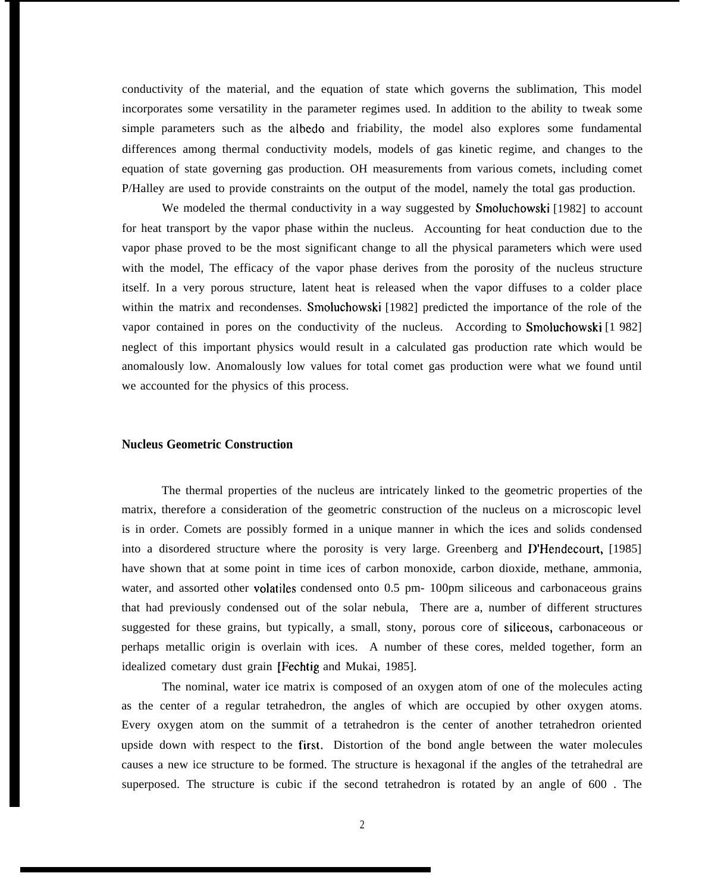conductivity of the material, and the equation of state which governs the sublimation, This model incorporates some versatility in the parameter regimes used. In addition to the ability to tweak some simple parameters such as the albedo and friability, the model also explores some fundamental differences among thermal conductivity models, models of gas kinetic regime, and changes to the equation of state governing gas production. OH measurements from various comets, including comet P/Halley are used to provide constraints on the output of the model, namely the total gas production.

We modeled the thermal conductivity in a way suggested by Smoluchowski [1982] to account for heat transport by the vapor phase within the nucleus. Accounting for heat conduction due to the vapor phase proved to be the most significant change to all the physical parameters which were used with the model, The efficacy of the vapor phase derives from the porosity of the nucleus structure itself. In a very porous structure, latent heat is released when the vapor diffuses to a colder place within the matrix and recondenses. Smoluchowski [1982] predicted the importance of the role of the vapor contained in pores on the conductivity of the nucleus. According to Smoluchowski [1 982] neglect of this important physics would result in a calculated gas production rate which would be anomalously low. Anomalously low values for total comet gas production were what we found until we accounted for the physics of this process.

**Nucleus Geometric Construction**

The thermal properties of the nucleus are intricately linked to the geometric properties of the matrix, therefore a consideration of the geometric construction of the nucleus on a microscopic level is in order. Comets are possibly formed in a unique manner in which the ices and solids condensed into a disordered structure where the porosity is very large. Greenberg and D'Hendecourt, [1985] have shown that at some point in time ices of carbon monoxide, carbon dioxide, methane, ammonia, water, and assorted other volatiles condensed onto 0.5 pm- 100pm siliceous and carbonaceous grains that had previously condensed out of the solar nebula, There are a, number of different structures suggested for these grains, but typically, a small, stony, porous core of siliceous, carbonaceous or perhaps metallic origin is overlain with ices. A number of these cores, melded together, form an idealized cometary dust grain [Fechtig and Mukai, 1985].

The nominal, water ice matrix is composed of an oxygen atom of one of the molecules acting as the center of a regular tetrahedron, the angles of which are occupied by other oxygen atoms. Every oxygen atom on the summit of a tetrahedron is the center of another tetrahedron oriented upside down with respect to the first. Distortion of the bond angle between the water molecules causes a new ice structure to be formed. The structure is hexagonal if the angles of the tetrahedral are superposed. The structure is cubic if the second tetrahedron is rotated by an angle of 600 . The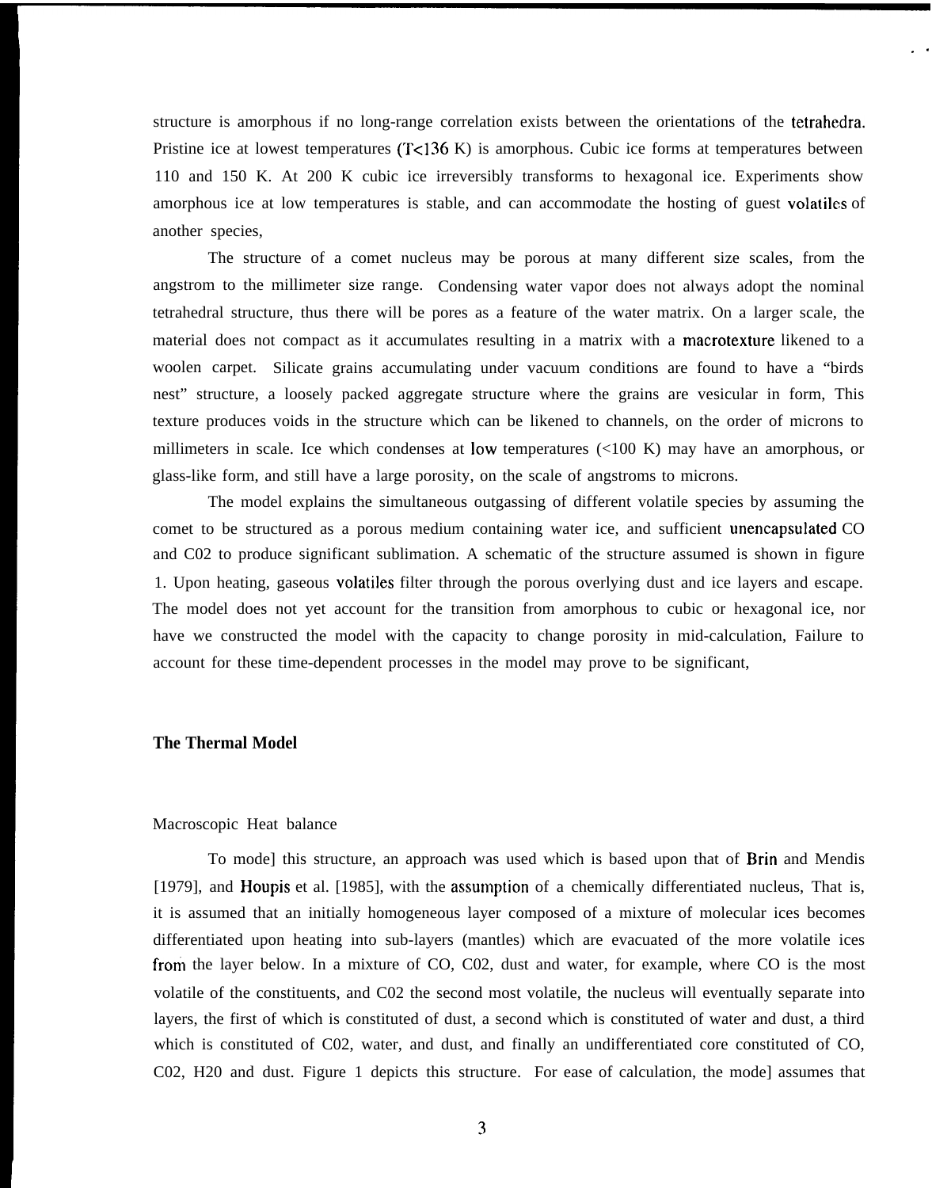structure is amorphous if no long-range correlation exists between the orientations of the tetrahedra. Pristine ice at lowest temperatures ($T<136$ K) is amorphous. Cubic ice forms at temperatures between 110 and 150 K. At 200 K cubic ice irreversibly transforms to hexagonal ice. Experiments show amorphous ice at low temperatures is stable, and can accommodate the hosting of guest volatiles of another species,

The structure of a comet nucleus may be porous at many different size scales, from the angstrom to the millimeter size range. Condensing water vapor does not always adopt the nominal tetrahedral structure, thus there will be pores as a feature of the water matrix. On a larger scale, the material does not compact as it accumulates resulting in a matrix with a macrotexture likened to a woolen carpet. Silicate grains accumulating under vacuum conditions are found to have a "birds nest" structure, a loosely packed aggregate structure where the grains are vesicular in form, This texture produces voids in the structure which can be likened to channels, on the order of microns to millimeters in scale. Ice which condenses at low temperatures (<100 K) may have an amorphous, or glass-like form, and still have a large porosity, on the scale of angstroms to microns.

The model explains the simultaneous outgassing of different volatile species by assuming the comet to be structured as a porous medium containing water ice, and sufficient unencapsulated CO and $CO_2$ to produce significant sublimation. A schematic of the structure assumed is shown in figure 1. Upon heating, gaseous volatiles filter through the porous overlying dust and ice layers and escape. The model does not yet account for the transition from amorphous to cubic or hexagonal ice, nor have we constructed the model with the capacity to change porosity in mid-calculation, Failure to account for these time-dependent processes in the model may prove to be significant,

## The Thermal Model

### Macroscopic Heat balance

To model this structure, an approach was used which is based upon that of Brin and Mendis [1979], and Houpis et al. [1985], with the assumption of a chemically differentiated nucleus, That is, it is assumed that an initially homogeneous layer composed of a mixture of molecular ices becomes differentiated upon heating into sub-layers (mantles) which are evacuated of the more volatile ices from the layer below. In a mixture of CO, $CO_2$, dust and water, for example, where CO is the most volatile of the constituents, and $CO_2$ the second most volatile, the nucleus will eventually separate into layers, the first of which is constituted of dust, a second which is constituted of water and dust, a third which is constituted of $CO_2$, water, and dust, and finally an undifferentiated core constituted of CO, $CO_2$, $H_2O$ and dust. Figure 1 depicts this structure. For ease of calculation, the model assumes that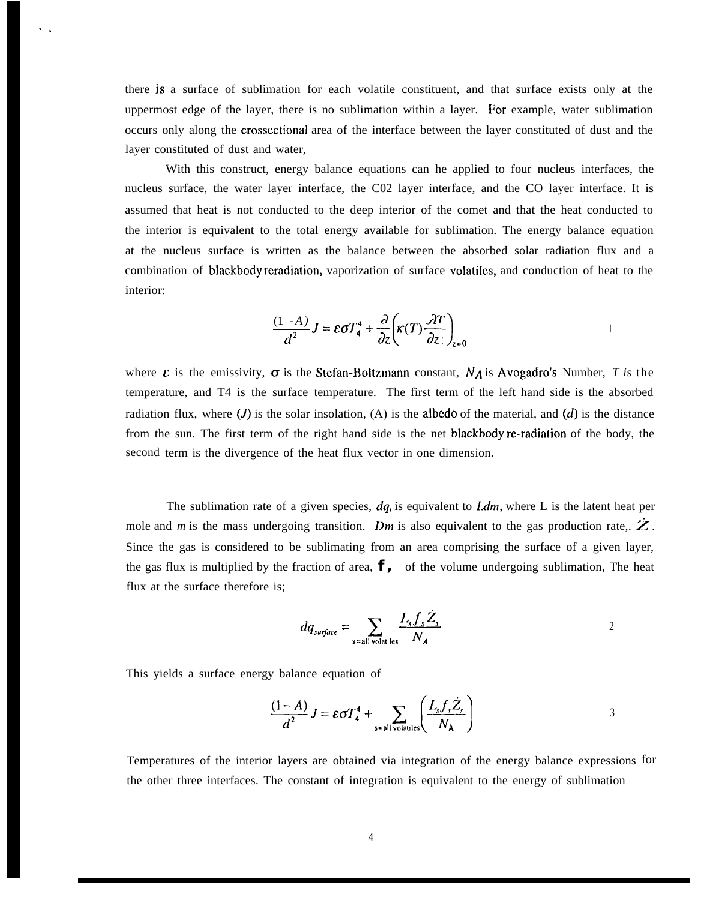there is a surface of sublimation for each volatile constituent, and that surface exists only at the uppermost edge of the layer, there is no sublimation within a layer. For example, water sublimation occurs only along the crossectional area of the interface between the layer constituted of dust and the layer constituted of dust and water,

With this construct, energy balance equations can he applied to four nucleus interfaces, the nucleus surface, the water layer interface, the C02 layer interface, and the CO layer interface. It is assumed that heat is not conducted to the deep interior of the comet and that the heat conducted to the interior is equivalent to the total energy available for sublimation. The energy balance equation at the nucleus surface is written as the balance between the absorbed solar radiation flux and a combination of blackbody reradiation, vaporization of surface volatiles, and conduction of heat to the interior:

$$\frac{(1-A)}{d^2} J = \varepsilon \sigma T_4^4 + \frac{\partial}{\partial z}\left(\kappa(T)\frac{\partial T}{\partial z}\right)_{z=0} \tag{1}$$

where $\varepsilon$ is the emissivity, $\sigma$ is the Stefan-Boltzmann constant, $N_A$ is Avogadro's Number, *T is* the temperature, and T4 is the surface temperature. The first term of the left hand side is the absorbed radiation flux, where $(J)$ is the solar insolation, (A) is the albedo of the material, and $(d)$ is the distance from the sun. The first term of the right hand side is the net blackbody re-radiation of the body, the second term is the divergence of the heat flux vector in one dimension.

The sublimation rate of a given species, $dq$, is equivalent to $Ldm$, where L is the latent heat per mole and *m* is the mass undergoing transition. $Dm$ is also equivalent to the gas production rate,. $\dot{Z}$. Since the gas is considered to be sublimating from an area comprising the surface of a given layer, the gas flux is multiplied by the fraction of area, **f,** of the volume undergoing sublimation, The heat flux at the surface therefore is;

$$dq_{surface} = \sum_{s=\text{all volatiles}} \frac{L_s f_s \dot{Z}_s}{N_A} \tag{2}$$

This yields a surface energy balance equation of

$$\frac{(1-A)}{d^2} J = \varepsilon \sigma T_4^4 + \sum_{s=\text{all volatiles}} \left(\frac{L_s f_s \dot{Z}_s}{N_A}\right) \tag{3}$$

Temperatures of the interior layers are obtained via integration of the energy balance expressions for the other three interfaces. The constant of integration is equivalent to the energy of sublimation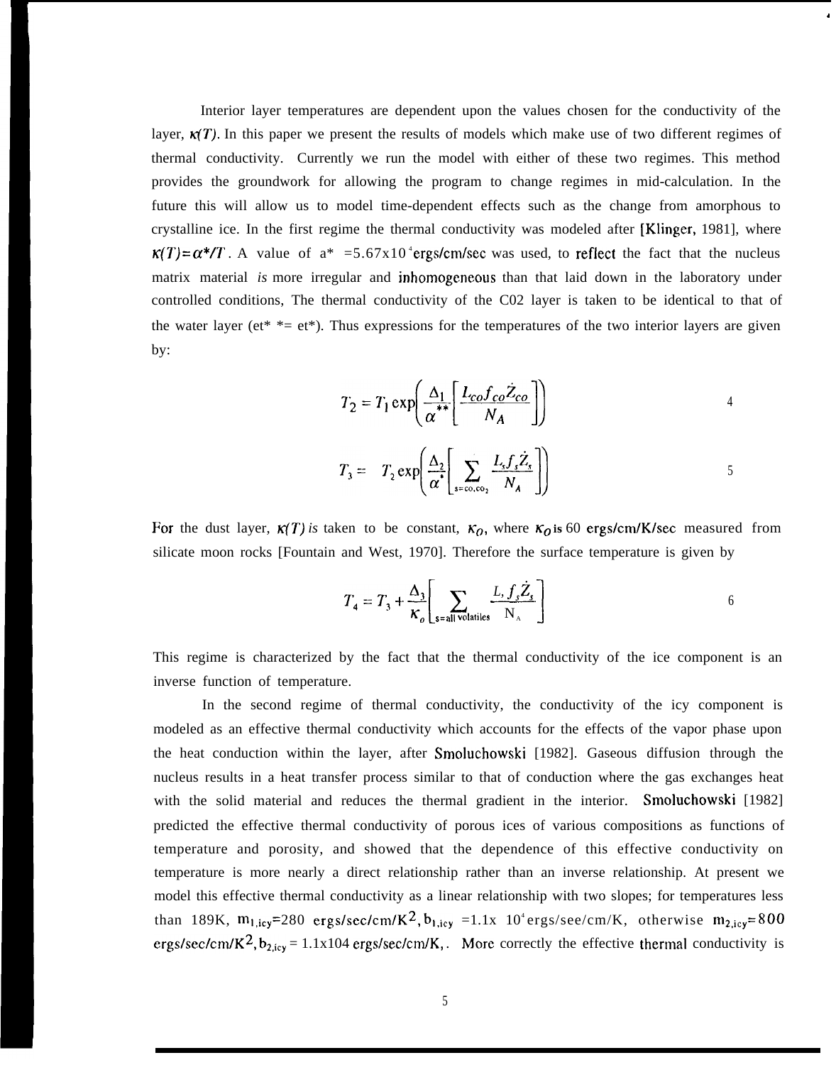Interior layer temperatures are dependent upon the values chosen for the conductivity of the layer, $\kappa(T)$. In this paper we present the results of models which make use of two different regimes of thermal conductivity. Currently we run the model with either of these two regimes. This method provides the groundwork for allowing the program to change regimes in mid-calculation. In the future this will allow us to model time-dependent effects such as the change from amorphous to crystalline ice. In the first regime the thermal conductivity was modeled after [Klinger, 1981], where $\kappa(T)=\alpha^*/T$. A value of $\alpha^*$ =5.67x10$^4$ ergs/cm/sec was used, to reflect the fact that the nucleus matrix material *is* more irregular and inhomogeneous than that laid down in the laboratory under controlled conditions, The thermal conductivity of the $CO_2$ layer is taken to be identical to that of the water layer ($\alpha^{**}=\alpha^*$). Thus expressions for the temperatures of the two interior layers are given by:

$$T_2 = T_1 \exp\left(\frac{\Delta_1}{\alpha^{**}}\left[\frac{L_{co} f_{co} \dot{Z}_{co}}{N_A}\right]\right) \tag{4}$$

$$T_3 = T_2 \exp\left(\frac{\Delta_2}{\alpha^*}\left[\sum_{s=co,co_2} \frac{L_s f_s \dot{Z}_s}{N_A}\right]\right) \tag{5}$$

For the dust layer, $\kappa(T)$ *is* taken to be constant, $\kappa_O$, where $\kappa_O$ is 60 ergs/cm/K/sec measured from silicate moon rocks [Fountain and West, 1970]. Therefore the surface temperature is given by

$$T_4 = T_3 + \frac{\Delta_3}{\kappa_o}\left[\sum_{s=\text{all volatiles}} \frac{L_s f_s \dot{Z}_s}{N_A}\right] \tag{6}$$

This regime is characterized by the fact that the thermal conductivity of the ice component is an inverse function of temperature.

In the second regime of thermal conductivity, the conductivity of the icy component is modeled as an effective thermal conductivity which accounts for the effects of the vapor phase upon the heat conduction within the layer, after Smoluchowski [1982]. Gaseous diffusion through the nucleus results in a heat transfer process similar to that of conduction where the gas exchanges heat with the solid material and reduces the thermal gradient in the interior. Smoluchowski [1982] predicted the effective thermal conductivity of porous ices of various compositions as functions of temperature and porosity, and showed that the dependence of this effective conductivity on temperature is more nearly a direct relationship rather than an inverse relationship. At present we model this effective thermal conductivity as a linear relationship with two slopes; for temperatures less than 189K, $m_{1,icy}$=280 ergs/sec/cm/K$^2$, $b_{1,icy}$ =1.1x 10$^4$ ergs/see/cm/K, otherwise $m_{2,icy}$=800 ergs/sec/cm/K$^2$, $b_{2,icy}$ = 1.1x104 ergs/sec/cm/K, . More correctly the effective thermal conductivity is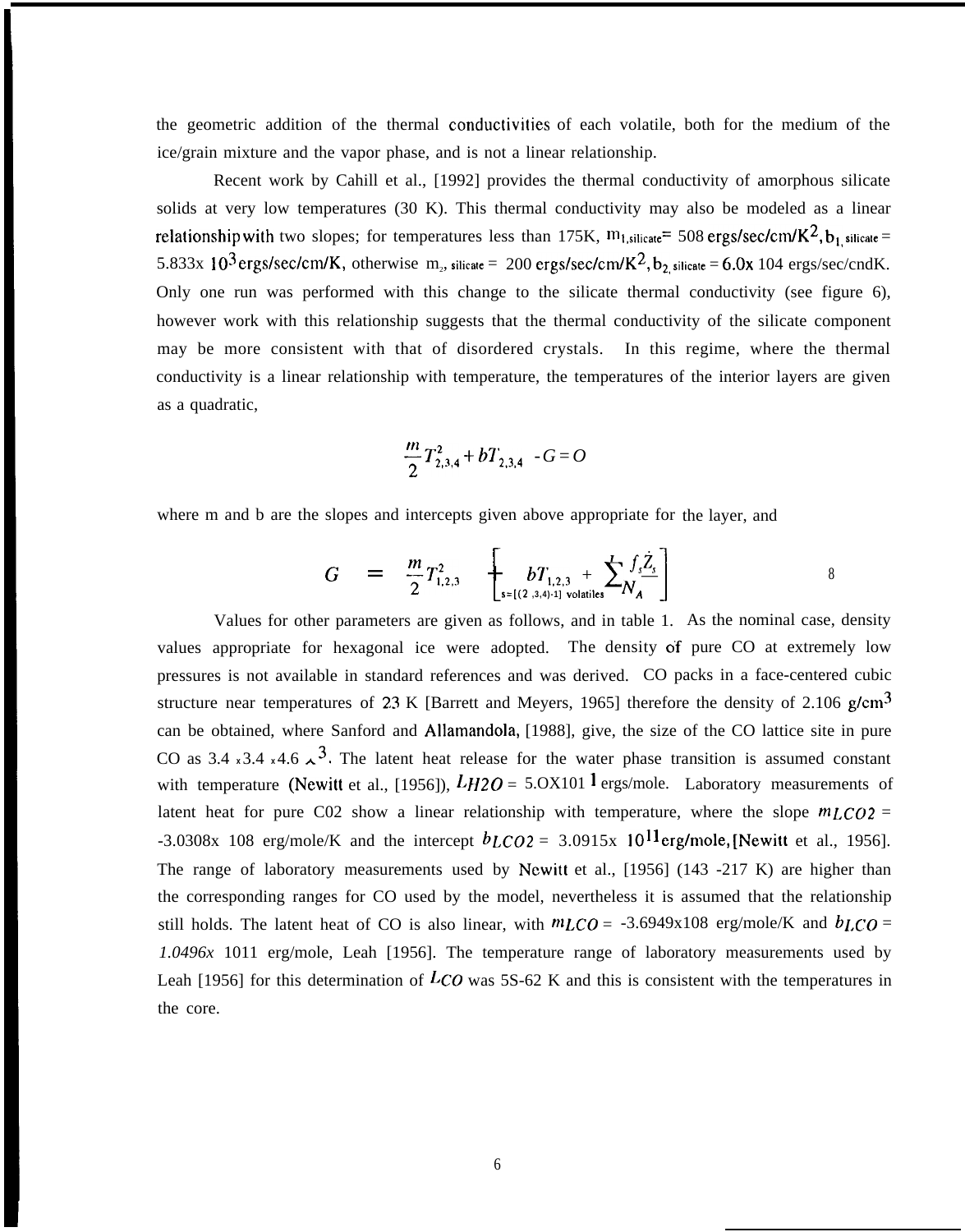the geometric addition of the thermal conductivities of each volatile, both for the medium of the ice/grain mixture and the vapor phase, and is not a linear relationship.

Recent work by Cahill et al., [1992] provides the thermal conductivity of amorphous silicate solids at very low temperatures (30 K). This thermal conductivity may also be modeled as a linear relationship with two slopes; for temperatures less than 175K, $m_{1,silicate}$= 508 ergs/sec/cm/K$^2$, $b_{1,silicate}$ = 5.833x $10^3$ ergs/sec/cm/K, otherwise $m_{2,silicate}$ = 200 ergs/sec/cm/K$^2$, $b_{2,silicate}$ = 6.0x 104 ergs/sec/cndK. Only one run was performed with this change to the silicate thermal conductivity (see figure 6), however work with this relationship suggests that the thermal conductivity of the silicate component may be more consistent with that of disordered crystals. In this regime, where the thermal conductivity is a linear relationship with temperature, the temperatures of the interior layers are given as a quadratic,

$$\frac{m}{2}T_{2,3,4}^2 + bT_{2,3,4} - G = O$$

where m and b are the slopes and intercepts given above appropriate for the layer, and

$$G = \frac{m}{2}T_{1,2,3}^2 + \left[ bT_{1,2,3} + \sum_{s=[(2,3,4)-1]\ \text{volatiles}}^{I} \frac{f_s \dot{Z}_s}{N_A} \right] \qquad 8$$

Values for other parameters are given as follows, and in table 1. As the nominal case, density values appropriate for hexagonal ice were adopted. The density of pure CO at extremely low pressures is not available in standard references and was derived. CO packs in a face-centered cubic structure near temperatures of 23 K [Barrett and Meyers, 1965] therefore the density of 2.106 g/cm$^3$ can be obtained, where Sanford and Allamandola, [1988], give, the size of the CO lattice site in pure CO as 3.4 x 3.4 x 4.6 Å$^3$. The latent heat release for the water phase transition is assumed constant with temperature (Newitt et al., [1956]), $L_{H2O}$ = 5.0X101 1 ergs/mole. Laboratory measurements of latent heat for pure C02 show a linear relationship with temperature, where the slope $m_{LCO2}$ = -3.0308x 108 erg/mole/K and the intercept $b_{LCO2}$ = 3.0915x $10^{11}$ erg/mole, [Newitt et al., 1956]. The range of laboratory measurements used by Newitt et al., [1956] (143 -217 K) are higher than the corresponding ranges for CO used by the model, nevertheless it is assumed that the relationship still holds. The latent heat of CO is also linear, with $m_{LCO}$ = -3.6949x108 erg/mole/K and $b_{LCO}$ = *1.0496x* 1011 erg/mole, Leah [1956]. The temperature range of laboratory measurements used by Leah [1956] for this determination of $L_{CO}$ was 5S-62 K and this is consistent with the temperatures in the core.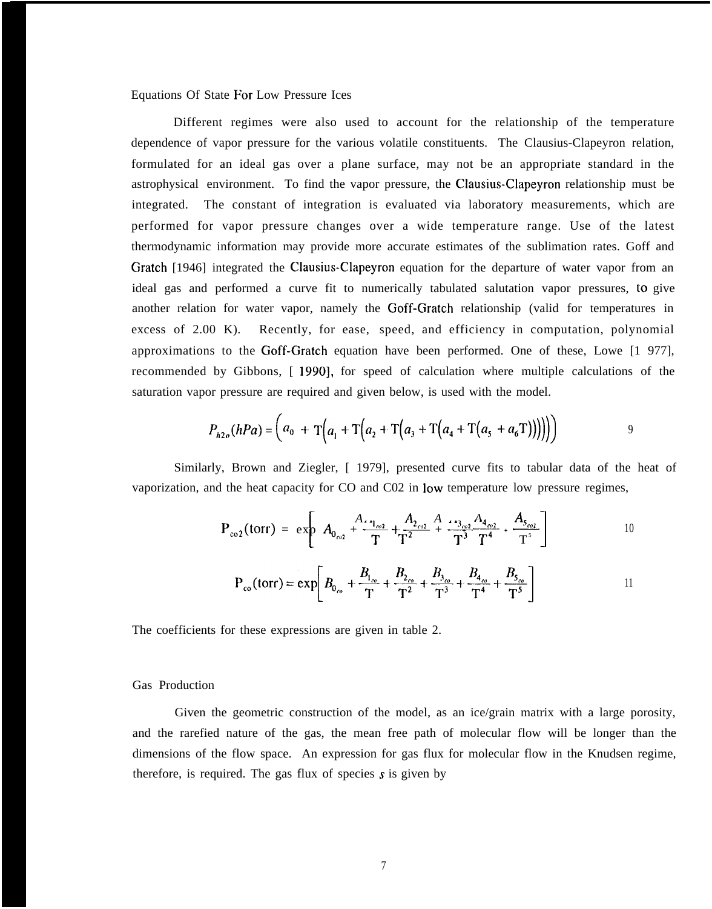### Equations Of State For Low Pressure Ices

Different regimes were also used to account for the relationship of the temperature dependence of vapor pressure for the various volatile constituents. The Clausius-Clapeyron relation, formulated for an ideal gas over a plane surface, may not be an appropriate standard in the astrophysical environment. To find the vapor pressure, the Clausius-Clapeyron relationship must be integrated. The constant of integration is evaluated via laboratory measurements, which are performed for vapor pressure changes over a wide temperature range. Use of the latest thermodynamic information may provide more accurate estimates of the sublimation rates. Goff and Gratch [1946] integrated the Clausius-Clapeyron equation for the departure of water vapor from an ideal gas and performed a curve fit to numerically tabulated salutation vapor pressures, to give another relation for water vapor, namely the Goff-Gratch relationship (valid for temperatures in excess of 2.00 K). Recently, for ease, speed, and efficiency in computation, polynomial approximations to the Goff-Gratch equation have been performed. One of these, Lowe [1 977], recommended by Gibbons, [ 1990], for speed of calculation where multiple calculations of the saturation vapor pressure are required and given below, is used with the model.

$$P_{h2o}(hPa) = \left(a_0 + T\left(a_1 + T\left(a_2 + T\left(a_3 + T\left(a_4 + T\left(a_5 + a_6 T\right)\right)\right)\right)\right)\right) \qquad 9$$

Similarly, Brown and Ziegler, [ 1979], presented curve fits to tabular data of the heat of vaporization, and the heat capacity for CO and C02 in low temperature low pressure regimes,

$$P_{co2}(\text{torr}) = \exp\left[A_{0_{co2}} + \frac{A_{1_{co2}}}{T} + \frac{A_{2_{co2}}}{T^2} + \frac{A_{3_{co2}}}{T^3} + \frac{A_{4_{co2}}}{T^4} + \frac{A_{5_{co2}}}{T^5}\right] \qquad 10$$

$$P_{co}(\text{torr}) = \exp\left[B_{0_{co}} + \frac{B_{1_{co}}}{T} + \frac{B_{2_{co}}}{T^2} + \frac{B_{3_{co}}}{T^3} + \frac{B_{4_{co}}}{T^4} + \frac{B_{5_{co}}}{T^5}\right] \qquad 11$$

The coefficients for these expressions are given in table 2.

### Gas Production

Given the geometric construction of the model, as an ice/grain matrix with a large porosity, and the rarefied nature of the gas, the mean free path of molecular flow will be longer than the dimensions of the flow space. An expression for gas flux for molecular flow in the Knudsen regime, therefore, is required. The gas flux of species $s$ is given by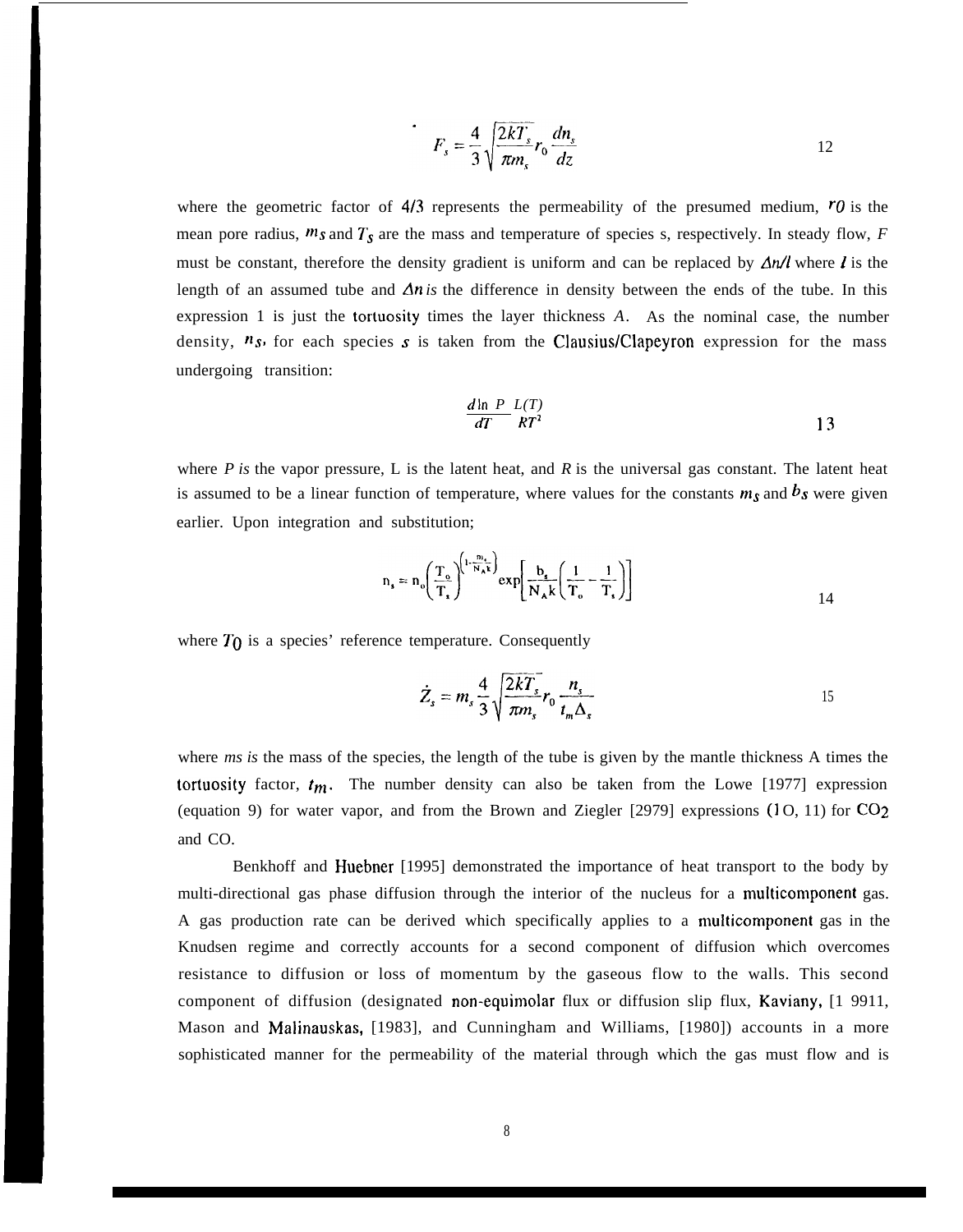$$F_s = \frac{4}{3}\sqrt{\frac{2kT_s}{\pi m_s}}\, r_0 \frac{dn_s}{dz} \tag{12}$$

where the geometric factor of 4/3 represents the permeability of the presumed medium, $r_0$ is the mean pore radius, $m_s$ and $T_s$ are the mass and temperature of species s, respectively. In steady flow, *F* must be constant, therefore the density gradient is uniform and can be replaced by $\Delta n/l$ where $l$ is the length of an assumed tube and $\Delta n$ *is* the difference in density between the ends of the tube. In this expression 1 is just the tortuosity times the layer thickness *A*. As the nominal case, the number density, $n_s$, for each species $s$ is taken from the Clausius/Clapeyron expression for the mass undergoing transition:

$$\frac{d \ln P}{dT} = \frac{L(T)}{RT^2} \tag{13}$$

where *P is* the vapor pressure, L is the latent heat, and *R* is the universal gas constant. The latent heat is assumed to be a linear function of temperature, where values for the constants $m_s$ and $b_s$ were given earlier. Upon integration and substitution;

$$n_s = n_0 \left(\frac{T_0}{T_s}\right)^{\left(1 - \frac{m_s}{N_A k}\right)} \exp\left[\frac{b_s}{N_A k}\left(\frac{1}{T_0} - \frac{1}{T_s}\right)\right] \tag{14}$$

where $T_0$ is a species' reference temperature. Consequently

$$\dot{Z}_s = m_s \frac{4}{3}\sqrt{\frac{2kT_s}{\pi m_s}}\, r_0 \frac{n_s}{t_m \Delta_s} \tag{15}$$

where *ms is* the mass of the species, the length of the tube is given by the mantle thickness A times the tortuosity factor, $t_m$. The number density can also be taken from the Lowe [1977] expression (equation 9) for water vapor, and from the Brown and Ziegler [2979] expressions (10, 11) for $CO_2$ and CO.

Benkhoff and Huebner [1995] demonstrated the importance of heat transport to the body by multi-directional gas phase diffusion through the interior of the nucleus for a multicomponent gas. A gas production rate can be derived which specifically applies to a multicomponent gas in the Knudsen regime and correctly accounts for a second component of diffusion which overcomes resistance to diffusion or loss of momentum by the gaseous flow to the walls. This second component of diffusion (designated non-equimolar flux or diffusion slip flux, Kaviany, [1 9911, Mason and Malinauskas, [1983], and Cunningham and Williams, [1980]) accounts in a more sophisticated manner for the permeability of the material through which the gas must flow and is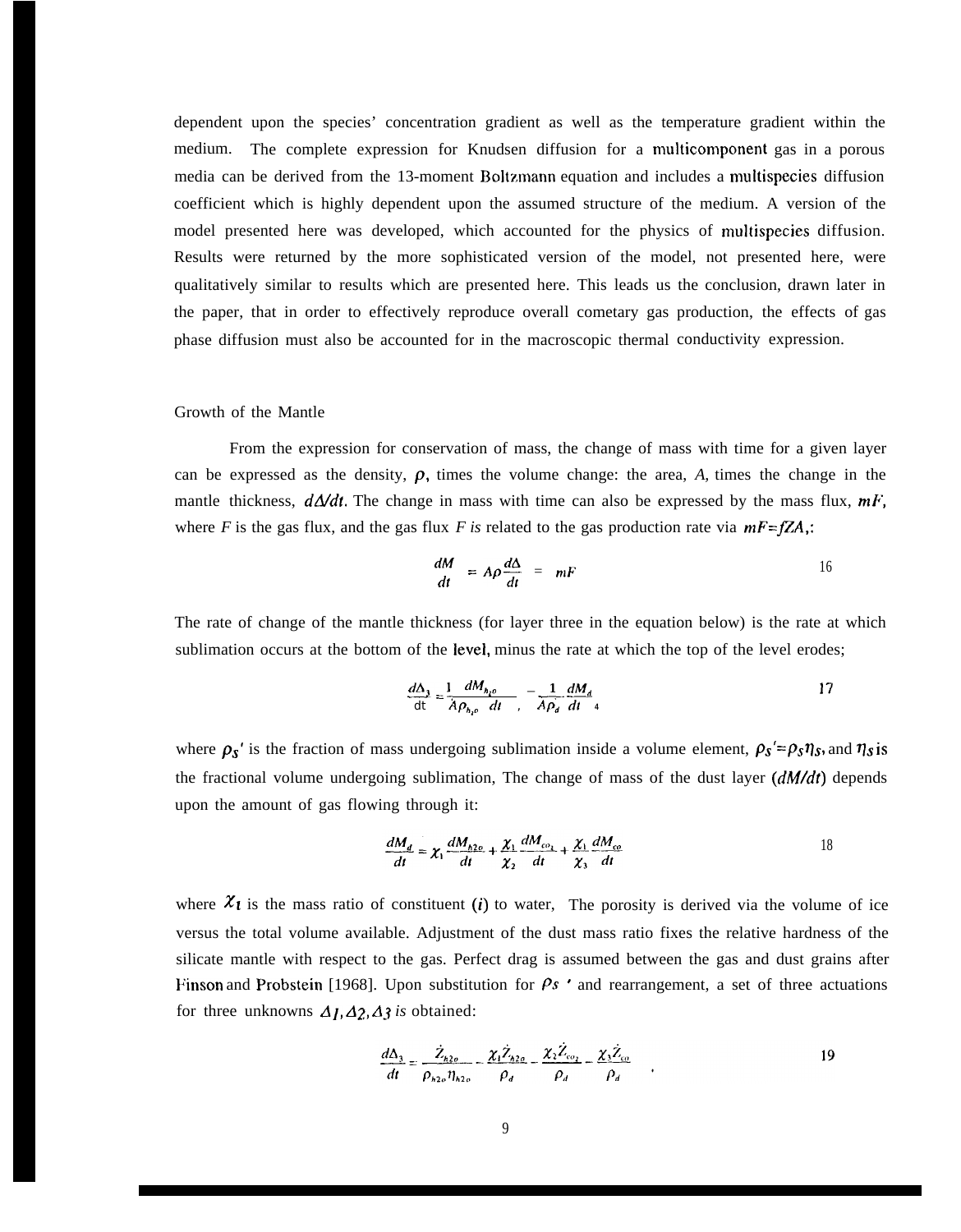dependent upon the species' concentration gradient as well as the temperature gradient within the medium. The complete expression for Knudsen diffusion for a multicomponent gas in a porous media can be derived from the 13-moment Boltzmann equation and includes a multispecies diffusion coefficient which is highly dependent upon the assumed structure of the medium. A version of the model presented here was developed, which accounted for the physics of multispecies diffusion. Results were returned by the more sophisticated version of the model, not presented here, were qualitatively similar to results which are presented here. This leads us the conclusion, drawn later in the paper, that in order to effectively reproduce overall cometary gas production, the effects of gas phase diffusion must also be accounted for in the macroscopic thermal conductivity expression.

## Growth of the Mantle

From the expression for conservation of mass, the change of mass with time for a given layer can be expressed as the density, $\rho$, times the volume change: the area, *A*, times the change in the mantle thickness, $d\Delta/dt$. The change in mass with time can also be expressed by the mass flux, $mF$, where *F* is the gas flux, and the gas flux *F is* related to the gas production rate via $mF=fZA$,:

$$\frac{dM}{dt} = A\rho\frac{d\Delta}{dt} = mF \qquad 16$$

The rate of change of the mantle thickness (for layer three in the equation below) is the rate at which sublimation occurs at the bottom of the level, minus the rate at which the top of the level erodes;

$$\frac{d\Delta_3}{dt} = \frac{1}{A\rho_{h_2o}}\frac{dM_{h_2o}}{dt} - \frac{1}{A\rho_d}\frac{dM_d}{dt} \qquad 17$$

where $\rho_S'$ is the fraction of mass undergoing sublimation inside a volume element, $\rho_S'=\rho_S\eta_S$, and $\eta_S$ is the fractional volume undergoing sublimation, The change of mass of the dust layer ($dM/dt$) depends upon the amount of gas flowing through it:

$$\frac{dM_d}{dt} = \chi_1\frac{dM_{h2o}}{dt} + \frac{\chi_1}{\chi_2}\frac{dM_{co_2}}{dt} + \frac{\chi_1}{\chi_3}\frac{dM_{co}}{dt} \qquad 18$$

where $\chi_i$ is the mass ratio of constituent ($i$) to water, The porosity is derived via the volume of ice versus the total volume available. Adjustment of the dust mass ratio fixes the relative hardness of the silicate mantle with respect to the gas. Perfect drag is assumed between the gas and dust grains after Finson and Probstein [1968]. Upon substitution for $\rho_S'$ and rearrangement, a set of three actuations for three unknowns $\Delta_1, \Delta_2, \Delta_3$ *is* obtained:

$$\frac{d\Delta_3}{dt} = \frac{\dot{Z}_{h2o}}{\rho_{h2o}\eta_{h2o}} - \frac{\chi_1\dot{Z}_{h2o}}{\rho_d} - \frac{\chi_2\dot{Z}_{co_2}}{\rho_d} - \frac{\chi_3\dot{Z}_{co}}{\rho_d}, \qquad 19$$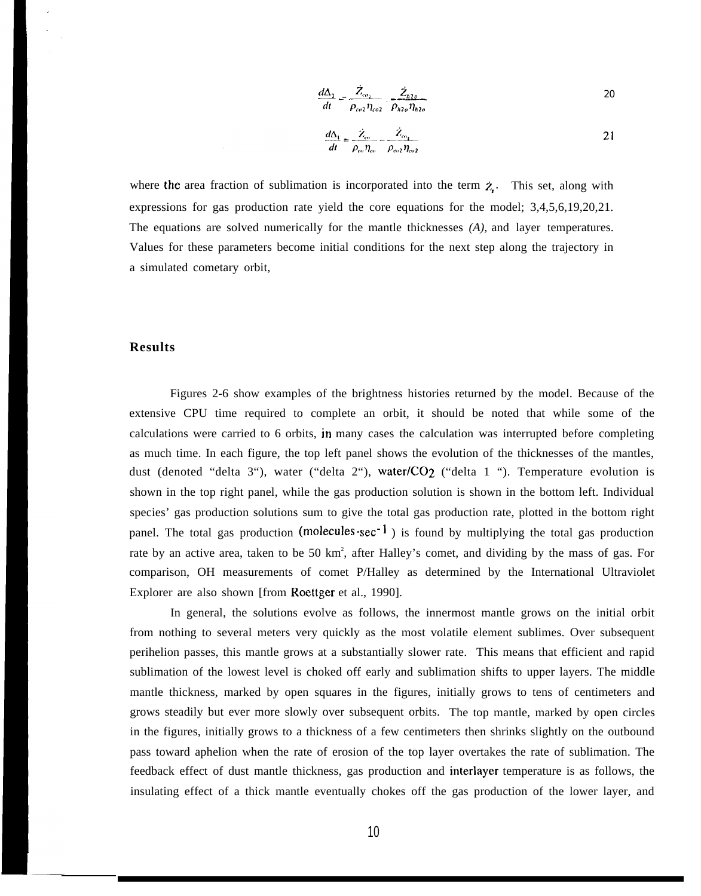$$\frac{d\Delta_2}{dt} = \frac{\dot{Z}_{co_2}}{\rho_{co2}\eta_{co2}} - \frac{\dot{Z}_{h2o}}{\rho_{h2o}\eta_{h2o}} \quad (20)$$

$$\frac{d\Delta_1}{dt} = \frac{\dot{Z}_{co}}{\rho_{co}\eta_{co}} - \frac{\dot{Z}_{co_2}}{\rho_{co2}\eta_{co2}} \quad (21)$$

where the area fraction of sublimation is incorporated into the term $\dot{Z}_i$. This set, along with expressions for gas production rate yield the core equations for the model; 3,4,5,6,19,20,21. The equations are solved numerically for the mantle thicknesses *(A),* and layer temperatures. Values for these parameters become initial conditions for the next step along the trajectory in a simulated cometary orbit,

## Results

Figures 2-6 show examples of the brightness histories returned by the model. Because of the extensive CPU time required to complete an orbit, it should be noted that while some of the calculations were carried to 6 orbits, in many cases the calculation was interrupted before completing as much time. In each figure, the top left panel shows the evolution of the thicknesses of the mantles, dust (denoted "delta 3"), water ("delta 2"), water/$CO_2$ ("delta 1 "). Temperature evolution is shown in the top right panel, while the gas production solution is shown in the bottom left. Individual species' gas production solutions sum to give the total gas production rate, plotted in the bottom right panel. The total gas production (molecules$\cdot$sec$^{-1}$) is found by multiplying the total gas production rate by an active area, taken to be 50 km$^2$, after Halley's comet, and dividing by the mass of gas. For comparison, OH measurements of comet P/Halley as determined by the International Ultraviolet Explorer are also shown [from Roettger et al., 1990].

In general, the solutions evolve as follows, the innermost mantle grows on the initial orbit from nothing to several meters very quickly as the most volatile element sublimes. Over subsequent perihelion passes, this mantle grows at a substantially slower rate. This means that efficient and rapid sublimation of the lowest level is choked off early and sublimation shifts to upper layers. The middle mantle thickness, marked by open squares in the figures, initially grows to tens of centimeters and grows steadily but ever more slowly over subsequent orbits. The top mantle, marked by open circles in the figures, initially grows to a thickness of a few centimeters then shrinks slightly on the outbound pass toward aphelion when the rate of erosion of the top layer overtakes the rate of sublimation. The feedback effect of dust mantle thickness, gas production and interlayer temperature is as follows, the insulating effect of a thick mantle eventually chokes off the gas production of the lower layer, and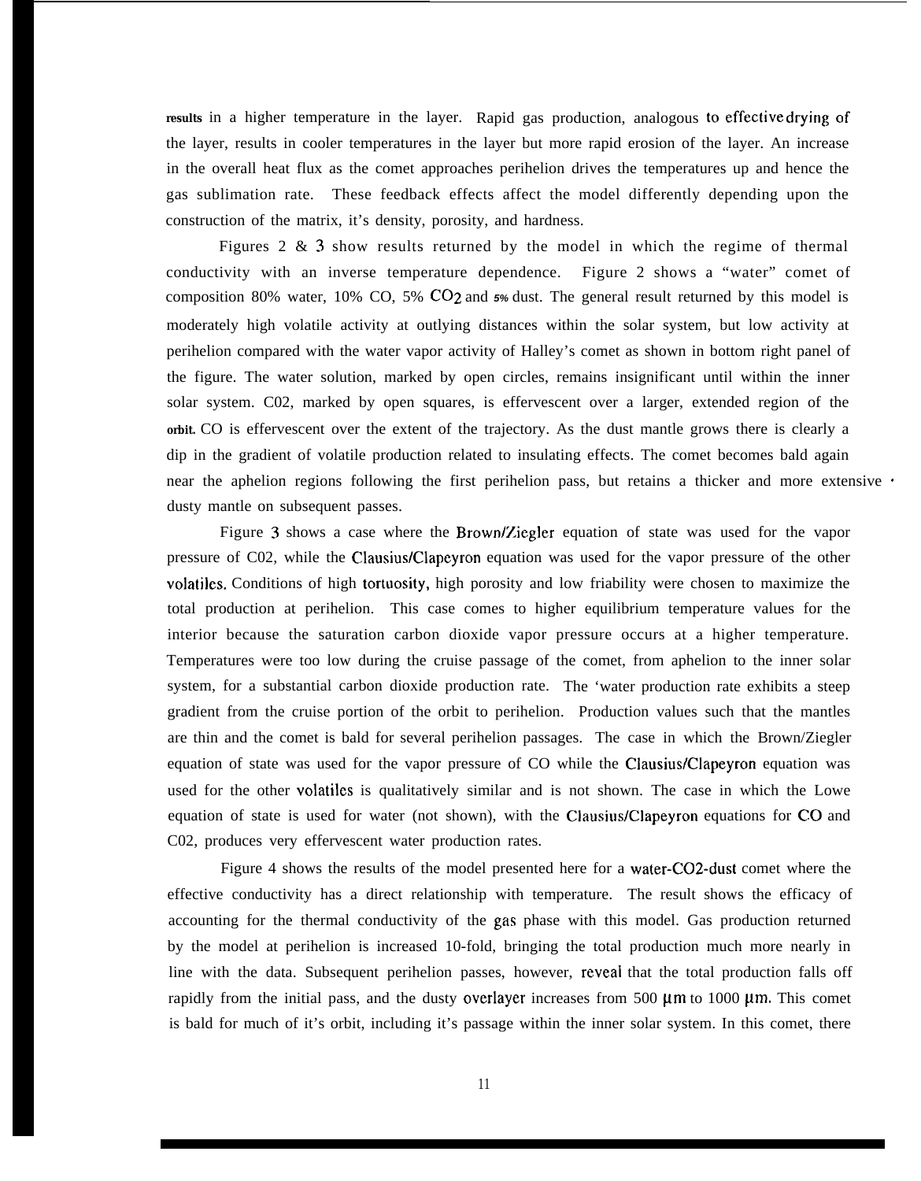results in a higher temperature in the layer. Rapid gas production, analogous to effective drying of the layer, results in cooler temperatures in the layer but more rapid erosion of the layer. An increase in the overall heat flux as the comet approaches perihelion drives the temperatures up and hence the gas sublimation rate. These feedback effects affect the model differently depending upon the construction of the matrix, it's density, porosity, and hardness.

Figures 2 & 3 show results returned by the model in which the regime of thermal conductivity with an inverse temperature dependence. Figure 2 shows a "water" comet of composition 80% water, 10% CO, 5% $CO_2$ and 5% dust. The general result returned by this model is moderately high volatile activity at outlying distances within the solar system, but low activity at perihelion compared with the water vapor activity of Halley's comet as shown in bottom right panel of the figure. The water solution, marked by open circles, remains insignificant until within the inner solar system. C02, marked by open squares, is effervescent over a larger, extended region of the orbit. CO is effervescent over the extent of the trajectory. As the dust mantle grows there is clearly a dip in the gradient of volatile production related to insulating effects. The comet becomes bald again near the aphelion regions following the first perihelion pass, but retains a thicker and more extensive dusty mantle on subsequent passes.

Figure 3 shows a case where the Brown/Ziegler equation of state was used for the vapor pressure of C02, while the Clausius/Clapeyron equation was used for the vapor pressure of the other volatiles. Conditions of high tortuosity, high porosity and low friability were chosen to maximize the total production at perihelion. This case comes to higher equilibrium temperature values for the interior because the saturation carbon dioxide vapor pressure occurs at a higher temperature. Temperatures were too low during the cruise passage of the comet, from aphelion to the inner solar system, for a substantial carbon dioxide production rate. The 'water production rate exhibits a steep gradient from the cruise portion of the orbit to perihelion. Production values such that the mantles are thin and the comet is bald for several perihelion passages. The case in which the Brown/Ziegler equation of state was used for the vapor pressure of CO while the Clausius/Clapeyron equation was used for the other volatiles is qualitatively similar and is not shown. The case in which the Lowe equation of state is used for water (not shown), with the Clausius/Clapeyron equations for CO and C02, produces very effervescent water production rates.

Figure 4 shows the results of the model presented here for a water-CO2-dust comet where the effective conductivity has a direct relationship with temperature. The result shows the efficacy of accounting for the thermal conductivity of the gas phase with this model. Gas production returned by the model at perihelion is increased 10-fold, bringing the total production much more nearly in line with the data. Subsequent perihelion passes, however, reveal that the total production falls off rapidly from the initial pass, and the dusty overlayer increases from 500 $\mu m$ to 1000 $\mu m$. This comet is bald for much of it's orbit, including it's passage within the inner solar system. In this comet, there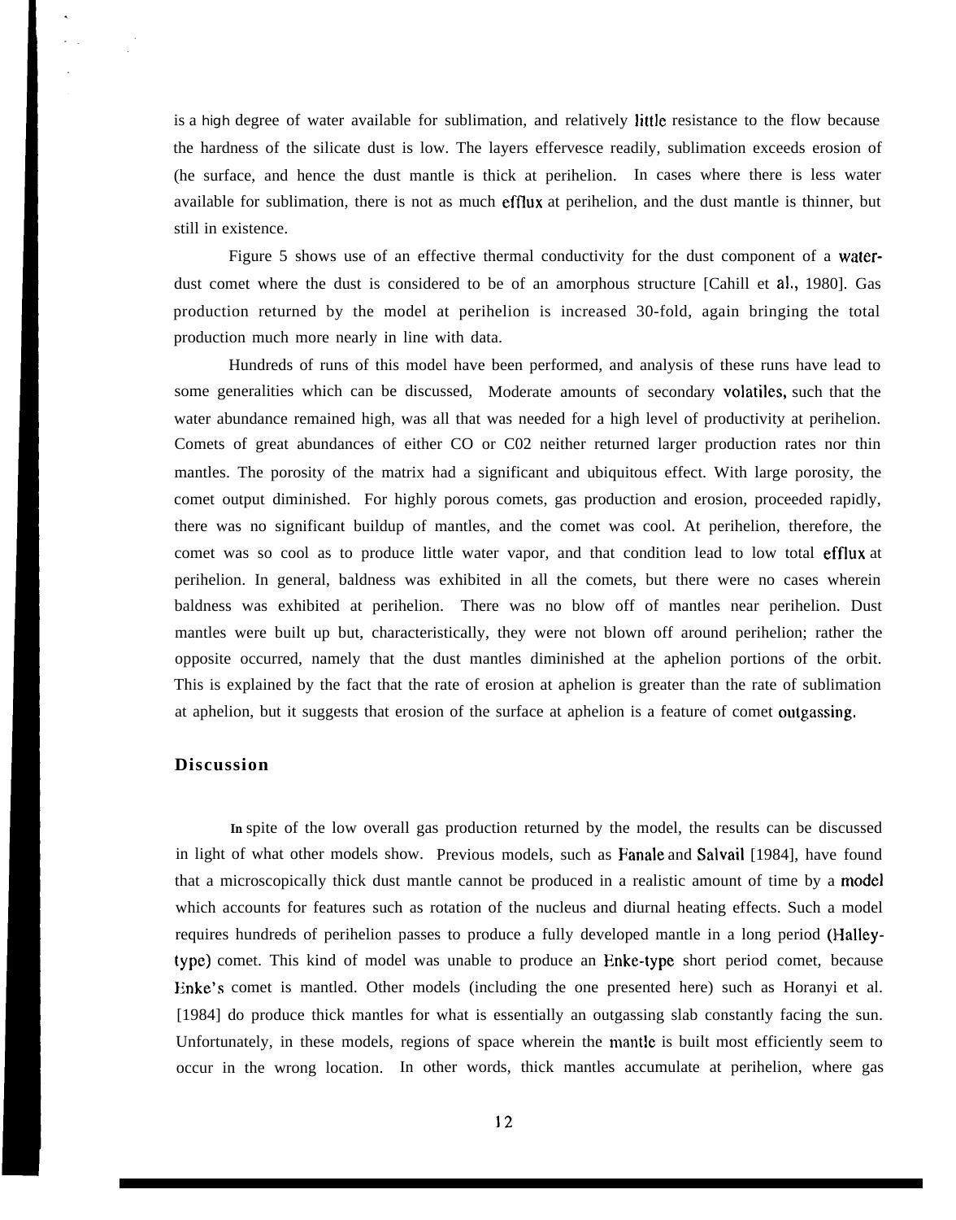is a high degree of water available for sublimation, and relatively little resistance to the flow because the hardness of the silicate dust is low. The layers effervesce readily, sublimation exceeds erosion of (he surface, and hence the dust mantle is thick at perihelion. In cases where there is less water available for sublimation, there is not as much efflux at perihelion, and the dust mantle is thinner, but still in existence.

Figure 5 shows use of an effective thermal conductivity for the dust component of a water-dust comet where the dust is considered to be of an amorphous structure [Cahill et al., 1980]. Gas production returned by the model at perihelion is increased 30-fold, again bringing the total production much more nearly in line with data.

Hundreds of runs of this model have been performed, and analysis of these runs have lead to some generalities which can be discussed, Moderate amounts of secondary volatiles, such that the water abundance remained high, was all that was needed for a high level of productivity at perihelion. Comets of great abundances of either CO or C02 neither returned larger production rates nor thin mantles. The porosity of the matrix had a significant and ubiquitous effect. With large porosity, the comet output diminished. For highly porous comets, gas production and erosion, proceeded rapidly, there was no significant buildup of mantles, and the comet was cool. At perihelion, therefore, the comet was so cool as to produce little water vapor, and that condition lead to low total efflux at perihelion. In general, baldness was exhibited in all the comets, but there were no cases wherein baldness was exhibited at perihelion. There was no blow off of mantles near perihelion. Dust mantles were built up but, characteristically, they were not blown off around perihelion; rather the opposite occurred, namely that the dust mantles diminished at the aphelion portions of the orbit. This is explained by the fact that the rate of erosion at aphelion is greater than the rate of sublimation at aphelion, but it suggests that erosion of the surface at aphelion is a feature of comet outgassing.

## Discussion

In spite of the low overall gas production returned by the model, the results can be discussed in light of what other models show. Previous models, such as Fanale and Salvail [1984], have found that a microscopically thick dust mantle cannot be produced in a realistic amount of time by a model which accounts for features such as rotation of the nucleus and diurnal heating effects. Such a model requires hundreds of perihelion passes to produce a fully developed mantle in a long period (Halley-type) comet. This kind of model was unable to produce an Enke-type short period comet, because Enke's comet is mantled. Other models (including the one presented here) such as Horanyi et al. [1984] do produce thick mantles for what is essentially an outgassing slab constantly facing the sun. Unfortunately, in these models, regions of space wherein the mantle is built most efficiently seem to occur in the wrong location. In other words, thick mantles accumulate at perihelion, where gas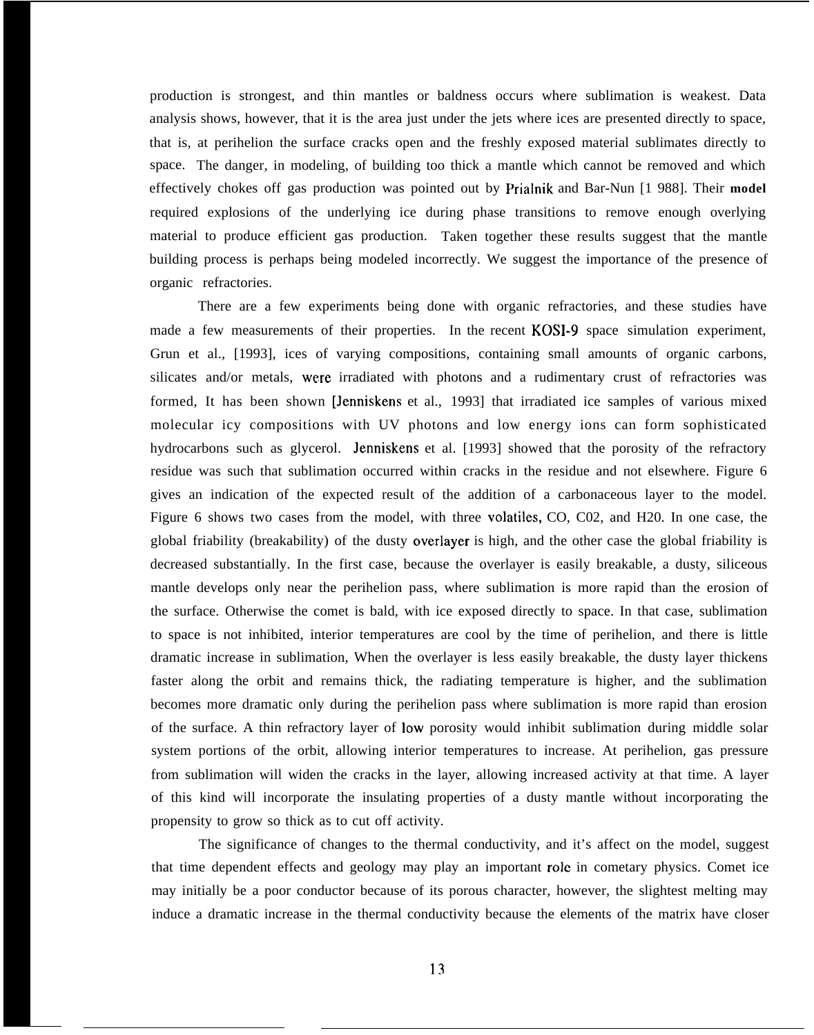production is strongest, and thin mantles or baldness occurs where sublimation is weakest. Data analysis shows, however, that it is the area just under the jets where ices are presented directly to space, that is, at perihelion the surface cracks open and the freshly exposed material sublimates directly to space. The danger, in modeling, of building too thick a mantle which cannot be removed and which effectively chokes off gas production was pointed out by Prialnik and Bar-Nun [1 988]. Their **model** required explosions of the underlying ice during phase transitions to remove enough overlying material to produce efficient gas production. Taken together these results suggest that the mantle building process is perhaps being modeled incorrectly. We suggest the importance of the presence of organic refractories.

There are a few experiments being done with organic refractories, and these studies have made a few measurements of their properties. In the recent KOSI-9 space simulation experiment, Grun et al., [1993], ices of varying compositions, containing small amounts of organic carbons, silicates and/or metals, were irradiated with photons and a rudimentary crust of refractories was formed, It has been shown [Jenniskens et al., 1993] that irradiated ice samples of various mixed molecular icy compositions with UV photons and low energy ions can form sophisticated hydrocarbons such as glycerol. Jenniskens et al. [1993] showed that the porosity of the refractory residue was such that sublimation occurred within cracks in the residue and not elsewhere. Figure 6 gives an indication of the expected result of the addition of a carbonaceous layer to the model. Figure 6 shows two cases from the model, with three volatiles, CO, $CO_2$, and $H_2O$. In one case, the global friability (breakability) of the dusty overlayer is high, and the other case the global friability is decreased substantially. In the first case, because the overlayer is easily breakable, a dusty, siliceous mantle develops only near the perihelion pass, where sublimation is more rapid than the erosion of the surface. Otherwise the comet is bald, with ice exposed directly to space. In that case, sublimation to space is not inhibited, interior temperatures are cool by the time of perihelion, and there is little dramatic increase in sublimation, When the overlayer is less easily breakable, the dusty layer thickens faster along the orbit and remains thick, the radiating temperature is higher, and the sublimation becomes more dramatic only during the perihelion pass where sublimation is more rapid than erosion of the surface. A thin refractory layer of low porosity would inhibit sublimation during middle solar system portions of the orbit, allowing interior temperatures to increase. At perihelion, gas pressure from sublimation will widen the cracks in the layer, allowing increased activity at that time. A layer of this kind will incorporate the insulating properties of a dusty mantle without incorporating the propensity to grow so thick as to cut off activity.

The significance of changes to the thermal conductivity, and it's affect on the model, suggest that time dependent effects and geology may play an important role in cometary physics. Comet ice may initially be a poor conductor because of its porous character, however, the slightest melting may induce a dramatic increase in the thermal conductivity because the elements of the matrix have closer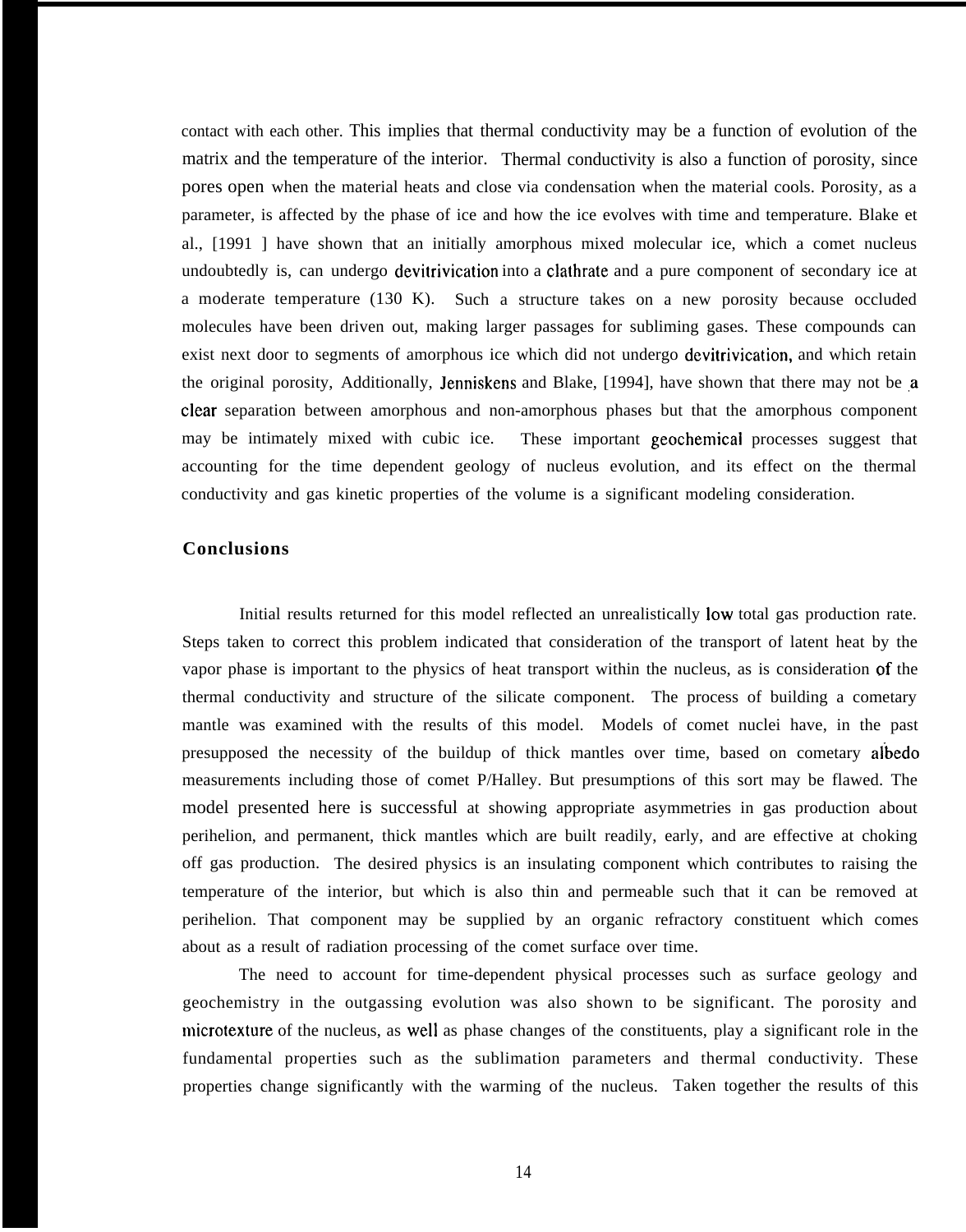contact with each other. This implies that thermal conductivity may be a function of evolution of the matrix and the temperature of the interior. Thermal conductivity is also a function of porosity, since pores open when the material heats and close via condensation when the material cools. Porosity, as a parameter, is affected by the phase of ice and how the ice evolves with time and temperature. Blake et al., [1991 ] have shown that an initially amorphous mixed molecular ice, which a comet nucleus undoubtedly is, can undergo devitrivication into a clathrate and a pure component of secondary ice at a moderate temperature (130 K). Such a structure takes on a new porosity because occluded molecules have been driven out, making larger passages for subliming gases. These compounds can exist next door to segments of amorphous ice which did not undergo devitrivication, and which retain the original porosity, Additionally, Jenniskens and Blake, [1994], have shown that there may not be a clear separation between amorphous and non-amorphous phases but that the amorphous component may be intimately mixed with cubic ice. These important geochemical processes suggest that accounting for the time dependent geology of nucleus evolution, and its effect on the thermal conductivity and gas kinetic properties of the volume is a significant modeling consideration.

## Conclusions

Initial results returned for this model reflected an unrealistically low total gas production rate. Steps taken to correct this problem indicated that consideration of the transport of latent heat by the vapor phase is important to the physics of heat transport within the nucleus, as is consideration of the thermal conductivity and structure of the silicate component. The process of building a cometary mantle was examined with the results of this model. Models of comet nuclei have, in the past presupposed the necessity of the buildup of thick mantles over time, based on cometary albedo measurements including those of comet P/Halley. But presumptions of this sort may be flawed. The model presented here is successful at showing appropriate asymmetries in gas production about perihelion, and permanent, thick mantles which are built readily, early, and are effective at choking off gas production. The desired physics is an insulating component which contributes to raising the temperature of the interior, but which is also thin and permeable such that it can be removed at perihelion. That component may be supplied by an organic refractory constituent which comes about as a result of radiation processing of the comet surface over time.

The need to account for time-dependent physical processes such as surface geology and geochemistry in the outgassing evolution was also shown to be significant. The porosity and microtexture of the nucleus, as well as phase changes of the constituents, play a significant role in the fundamental properties such as the sublimation parameters and thermal conductivity. These properties change significantly with the warming of the nucleus. Taken together the results of this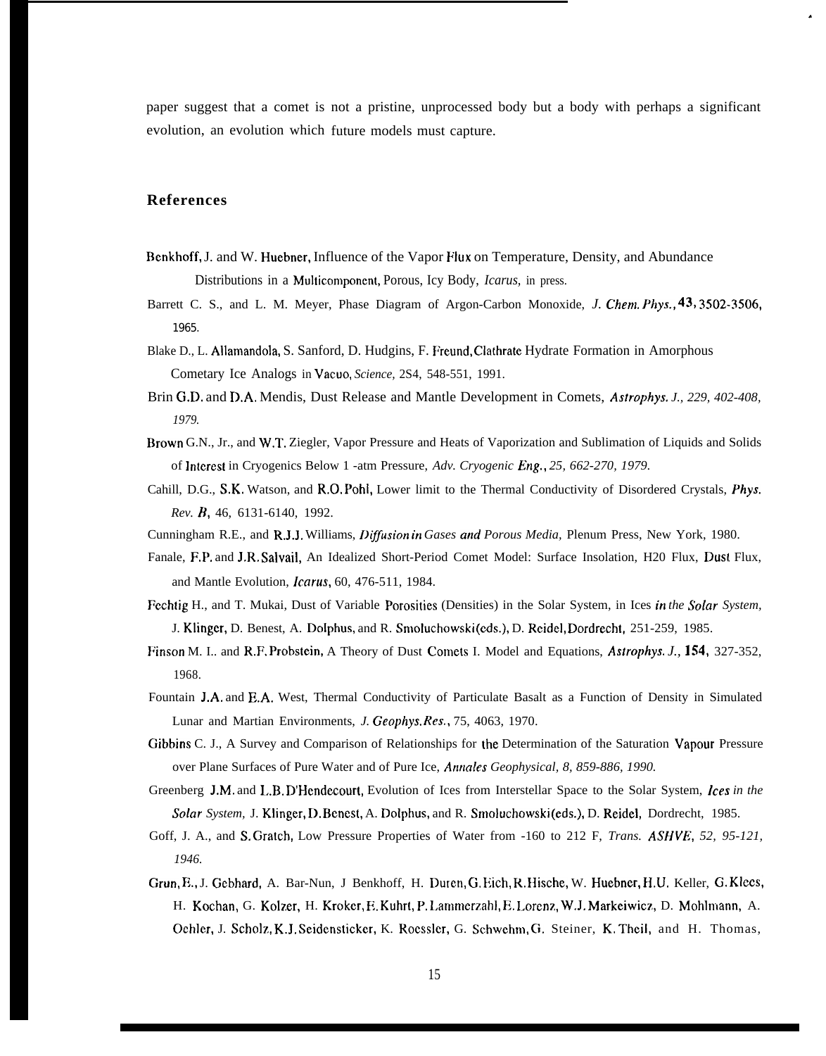paper suggest that a comet is not a pristine, unprocessed body but a body with perhaps a significant evolution, an evolution which future models must capture.

## References

Benkhoff, J. and W. Huebner, Influence of the Vapor Flux on Temperature, Density, and Abundance Distributions in a Multicomponent, Porous, Icy Body, *Icarus*, in press.

Barrett C. S., and L. M. Meyer, Phase Diagram of Argon-Carbon Monoxide, *J. Chem. Phys.*, **43**, 3502-3506, 1965.

Blake D., L. Allamandola, S. Sanford, D. Hudgins, F. Freund, Clathrate Hydrate Formation in Amorphous Cometary Ice Analogs in Vacuo, *Science*, 2S4, 548-551, 1991.

Brin G.D. and D.A. Mendis, Dust Release and Mantle Development in Comets, *Astrophys. J., 229, 402-408, 1979.*

Brown G.N., Jr., and W.T. Ziegler, Vapor Pressure and Heats of Vaporization and Sublimation of Liquids and Solids of Interest in Cryogenics Below 1 -atm Pressure, *Adv. Cryogenic Eng., 25, 662-270, 1979.*

Cahill, D.G., S.K. Watson, and R.O. Pohl, Lower limit to the Thermal Conductivity of Disordered Crystals, *Phys. Rev. B*, 46, 6131-6140, 1992.

Cunningham R.E., and R.J.J. Williams, *Diffusion in Gases and Porous Media*, Plenum Press, New York, 1980.

Fanale, F.P. and J.R. Salvail, An Idealized Short-Period Comet Model: Surface Insolation, H20 Flux, Dust Flux, and Mantle Evolution, *Icarus*, 60, 476-511, 1984.

Fechtig H., and T. Mukai, Dust of Variable Porosities (Densities) in the Solar System, in Ices *in the Solar System*, J. Klinger, D. Benest, A. Dolphus, and R. Smoluchowski (eds.), D. Reidel, Dordrecht, 251-259, 1985.

Finson M. I.. and R.F. Probstein, A Theory of Dust Comets I. Model and Equations, *Astrophys. J.*, **154**, 327-352, 1968.

Fountain J.A. and E.A. West, Thermal Conductivity of Particulate Basalt as a Function of Density in Simulated Lunar and Martian Environments, *J. Geophys. Res.*, 75, 4063, 1970.

Gibbins C. J., A Survey and Comparison of Relationships for the Determination of the Saturation Vapour Pressure over Plane Surfaces of Pure Water and of Pure Ice, *Annales Geophysical, 8, 859-886, 1990.*

Greenberg J.M. and L.B. D'Hendecourt, Evolution of Ices from Interstellar Space to the Solar System, *Ices in the Solar System*, J. Klinger, D. Benest, A. Dolphus, and R. Smoluchowski (eds.), D. Reidel, Dordrecht, 1985.

Goff, J. A., and S. Gratch, Low Pressure Properties of Water from -160 to 212 F, *Trans. ASHVE, 52, 95-121, 1946.*

Grun, E., J. Gebhard, A. Bar-Nun, J Benkhoff, H. Duren, G. Eich, R. Hische, W. Huebner, H.U. Keller, G. Klees, H. Kochan, G. Kolzer, H. Kroker, E. Kuhrt, P. Lammerzahl, E. Lorenz, W.J. Markeiwicz, D. Mohlmann, A. Oehler, J. Scholz, K.J. Seidensticker, K. Roessler, G. Schwehm, G. Steiner, K. Theil, and H. Thomas,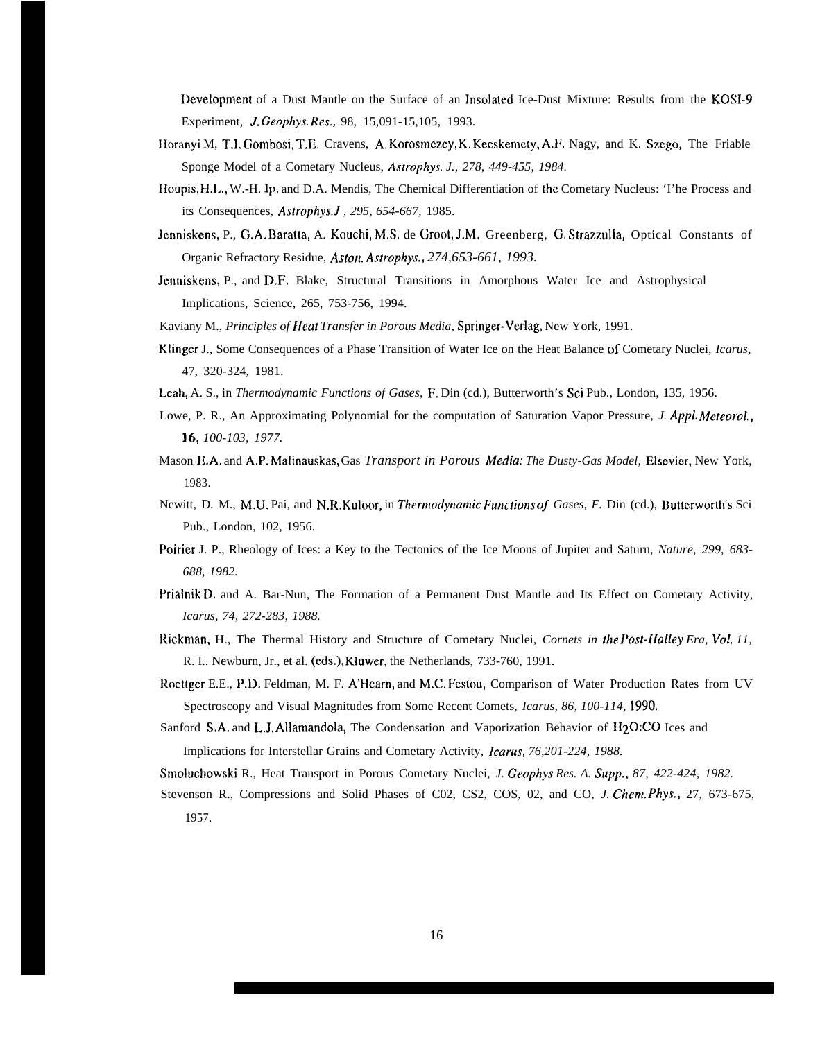Development of a Dust Mantle on the Surface of an Insolated Ice-Dust Mixture: Results from the KOSI-9 Experiment, *J. Geophys. Res.,* 98, 15,091-15,105, 1993.

Horanyi M, T.I. Gombosi, T.E. Cravens, A. Korosmezey, K. Kecskemety, A.F. Nagy, and K. Szego, The Friable Sponge Model of a Cometary Nucleus, *Astrophys. J., 278, 449-455, 1984.*

Houpis, H.L., W.-H. Ip, and D.A. Mendis, The Chemical Differentiation of the Cometary Nucleus: 'I'he Process and its Consequences, *Astrophys. J , 295, 654-667,* 1985.

Jenniskens, P., G.A. Baratta, A. Kouchi, M.S. de Groot, J.M. Greenberg, G. Strazzulla, Optical Constants of Organic Refractory Residue, *Aston. Astrophys., 274,653-661, 1993.*

Jenniskens, P., and D.F. Blake, Structural Transitions in Amorphous Water Ice and Astrophysical Implications, Science, 265, 753-756, 1994.

Kaviany M., *Principles of Heat Transfer in Porous Media,* Springer-Verlag, New York, 1991.

Klinger J., Some Consequences of a Phase Transition of Water Ice on the Heat Balance of Cometary Nuclei, *Icarus,* 47, 320-324, 1981.

Leah, A. S., in *Thermodynamic Functions of Gases,* F. Din (cd.), Butterworth's Sci Pub., London, 135, 1956.

Lowe, P. R., An Approximating Polynomial for the computation of Saturation Vapor Pressure, *J. Appl. Meteorol.,* **16**, *100-103, 1977.*

Mason E.A. and A.P. Malinauskas, Gas *Transport in Porous Media: The Dusty-Gas Model,* Elsevier, New York, 1983.

Newitt, D. M., M.U. Pai, and N.R. Kuloor, in *Thermodynamic Functions of Gases, F.* Din (cd.), Butterworth's Sci Pub., London, 102, 1956.

Poirier J. P., Rheology of Ices: a Key to the Tectonics of the Ice Moons of Jupiter and Saturn, *Nature, 299, 683-688, 1982.*

Prialnik D. and A. Bar-Nun, The Formation of a Permanent Dust Mantle and Its Effect on Cometary Activity, *Icarus, 74, 272-283, 1988.*

Rickman, H., The Thermal History and Structure of Cometary Nuclei, *Cornets in the Post-Halley Era, Vol. 11,* R. I.. Newburn, Jr., et al. (eds.), Kluwer, the Netherlands, 733-760, 1991.

Roettger E.E., P.D. Feldman, M. F. A'Hearn, and M.C. Festou, Comparison of Water Production Rates from UV Spectroscopy and Visual Magnitudes from Some Recent Comets, *Icarus, 86, 100-114,* 1990.

Sanford S.A. and L.J. Allamandola, The Condensation and Vaporization Behavior of $H_2O$:CO Ices and Implications for Interstellar Grains and Cometary Activity, *Icarus, 76,201-224, 1988.*

Smoluchowski R., Heat Transport in Porous Cometary Nuclei, *J. Geophys Res. A. Supp., 87, 422-424, 1982.*

Stevenson R., Compressions and Solid Phases of C02, CS2, COS, 02, and CO, *J. Chem. Phys.,* 27, 673-675, 1957.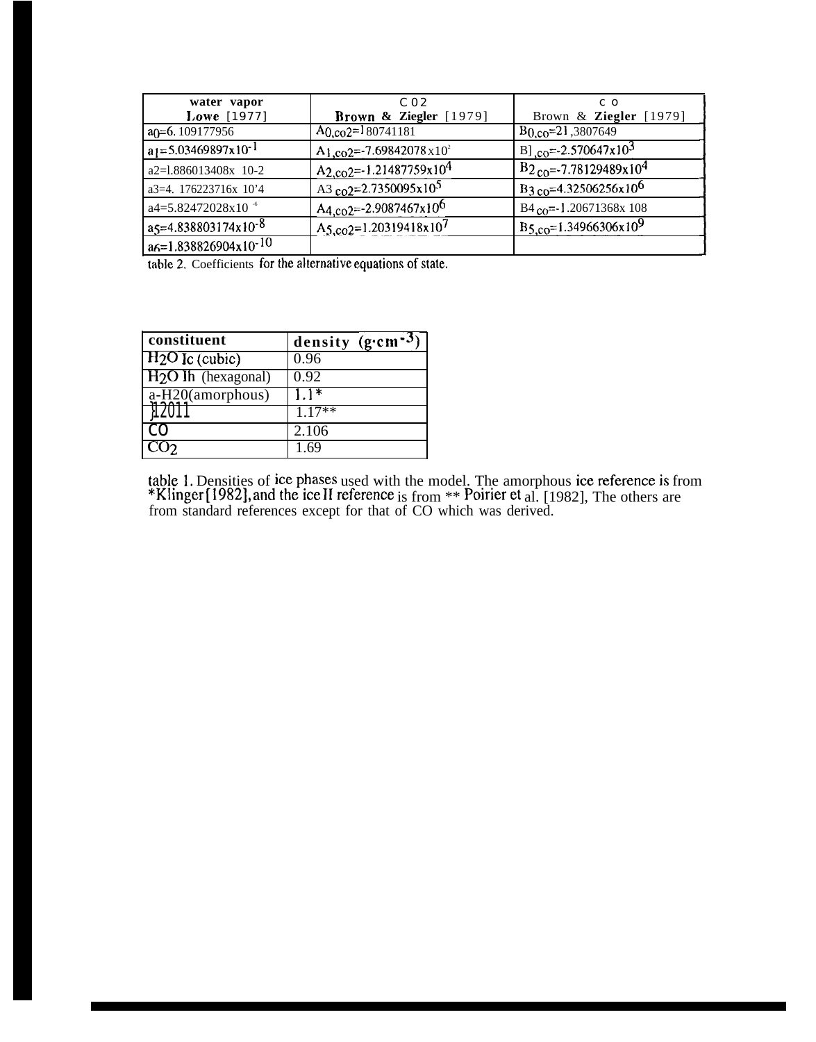| water vapor Lowe [1977] | $CO_2$ Brown & Ziegler [1979] | CO Brown & Ziegler [1979] |
|---|---|---|
| $a_0=6.109177956$ | $A_{0,co2}=180741181$ | $B_{0,co}=21.3807649$ |
| $a_1=5.03469897\times10^{-1}$ | $A_{1,co2}=-7.69842078\times10^{2}$ | $B_{1,co}=-2.570647\times10^{3}$ |
| $a_2=1.886013408\times10^{-2}$ | $A_{2,co2}=-1.21487759\times10^{4}$ | $B_{2,co}=-7.78129489\times10^{4}$ |
| $a_3=4.176223716\times10^{-4}$ | $A_{3,co2}=2.7350095\times10^{5}$ | $B_{3,co}=4.32506256\times10^{6}$ |
| $a_4=5.82472028\times10^{-6}$ | $A_{4,co2}=-2.9087467\times10^{6}$ | $B_{4,co}=-1.20671368\times10^{8}$ |
| $a_5=4.838803174\times10^{-8}$ | $A_{5,co2}=1.20319418\times10^{7}$ | $B_{5,co}=1.34966306\times10^{9}$ |
| $a_6=1.838826904\times10^{-10}$ | | |

table 2. Coefficients for the alternative equations of state.

| constituent | density ($g\cdot cm^{-3}$) |
|---|---|
| $H_2O$ Ic (cubic) | 0.96 |
| $H_2O$ Ih (hexagonal) | 0.92 |
| a-$H_2O$(amorphous) | 1.1* |
| $H_2O$ II | 1.17** |
| CO | 2.106 |
| $CO_2$ | 1.69 |

table 1. Densities of ice phases used with the model. The amorphous ice reference is from *Klinger [1982], and the ice II reference is from ** Poirier et al. [1982], The others are from standard references except for that of CO which was derived.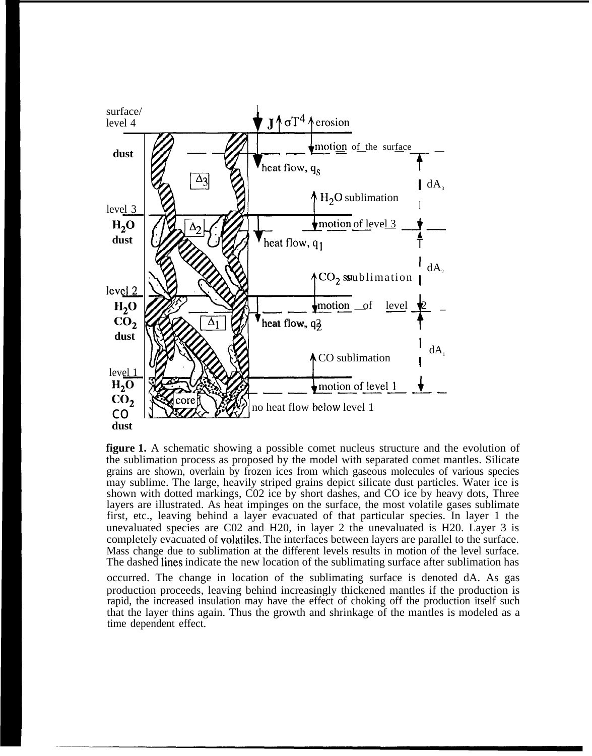surface/
level 4

$J$ $\sigma T^4$ erosion

dust

motion of the surface

heat flow, $q_S$

$\Delta_3$

$dA_3$

$H_2O$ sublimation

level 3

$H_2O$
dust

$\Delta_2$

motion of level 3

heat flow, $q_1$

$dA_2$

$CO_2$ sublimation

level 2

$H_2O$
$CO_2$
dust

motion of level 2

$\Delta_1$

heat flow, $q_2$

$dA_1$

CO sublimation

level 1

$H_2O$
$CO_2$
CO
dust

motion of level 1

core

no heat flow below level 1

**figure 1.** A schematic showing a possible comet nucleus structure and the evolution of the sublimation process as proposed by the model with separated comet mantles. Silicate grains are shown, overlain by frozen ices from which gaseous molecules of various species may sublime. The large, heavily striped grains depict silicate dust particles. Water ice is shown with dotted markings, C02 ice by short dashes, and CO ice by heavy dots, Three layers are illustrated. As heat impinges on the surface, the most volatile gases sublimate first, etc., leaving behind a layer evacuated of that particular species. In layer 1 the unevaluated species are C02 and H20, in layer 2 the unevaluated is H20. Layer 3 is completely evacuated of volatiles. The interfaces between layers are parallel to the surface. Mass change due to sublimation at the different levels results in motion of the level surface. The dashed lines indicate the new location of the sublimating surface after sublimation has occurred. The change in location of the sublimating surface is denoted dA. As gas production proceeds, leaving behind increasingly thickened mantles if the production is rapid, the increased insulation may have the effect of choking off the production itself such that the layer thins again. Thus the growth and shrinkage of the mantles is modeled as a time dependent effect.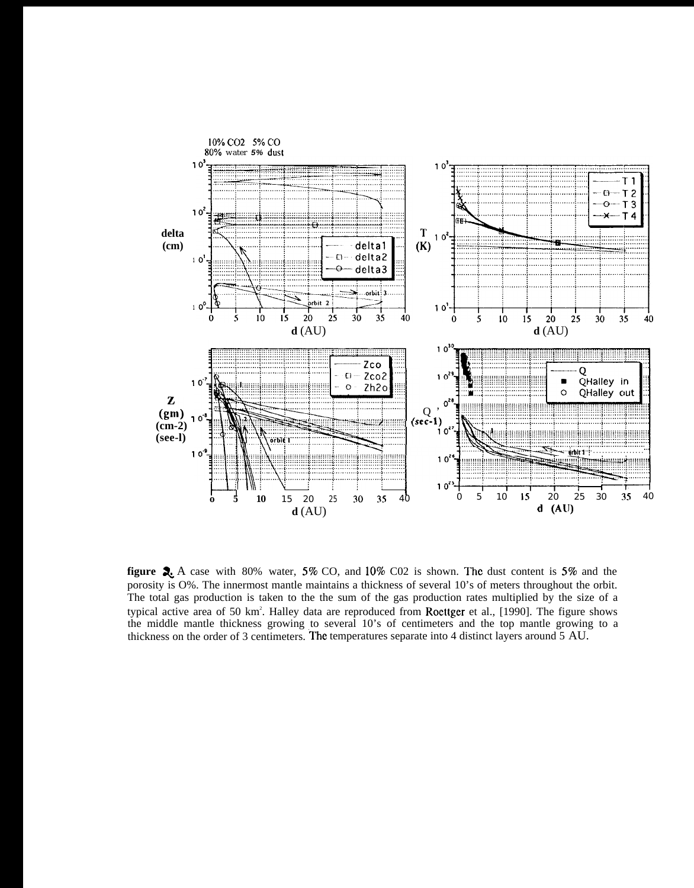10% $CO_2$ 5% CO
80% water 5% dust

**figure 2.** A case with 80% water, 5% CO, and 10% $CO_2$ is shown. The dust content is 5% and the porosity is 0%. The innermost mantle maintains a thickness of several 10's of meters throughout the orbit. The total gas production is taken to the the sum of the gas production rates multiplied by the size of a typical active area of 50 $km^2$. Halley data are reproduced from Roettger et al., [1990]. The figure shows the middle mantle thickness growing to several 10's of centimeters and the top mantle growing to a thickness on the order of 3 centimeters. The temperatures separate into 4 distinct layers around 5 AU.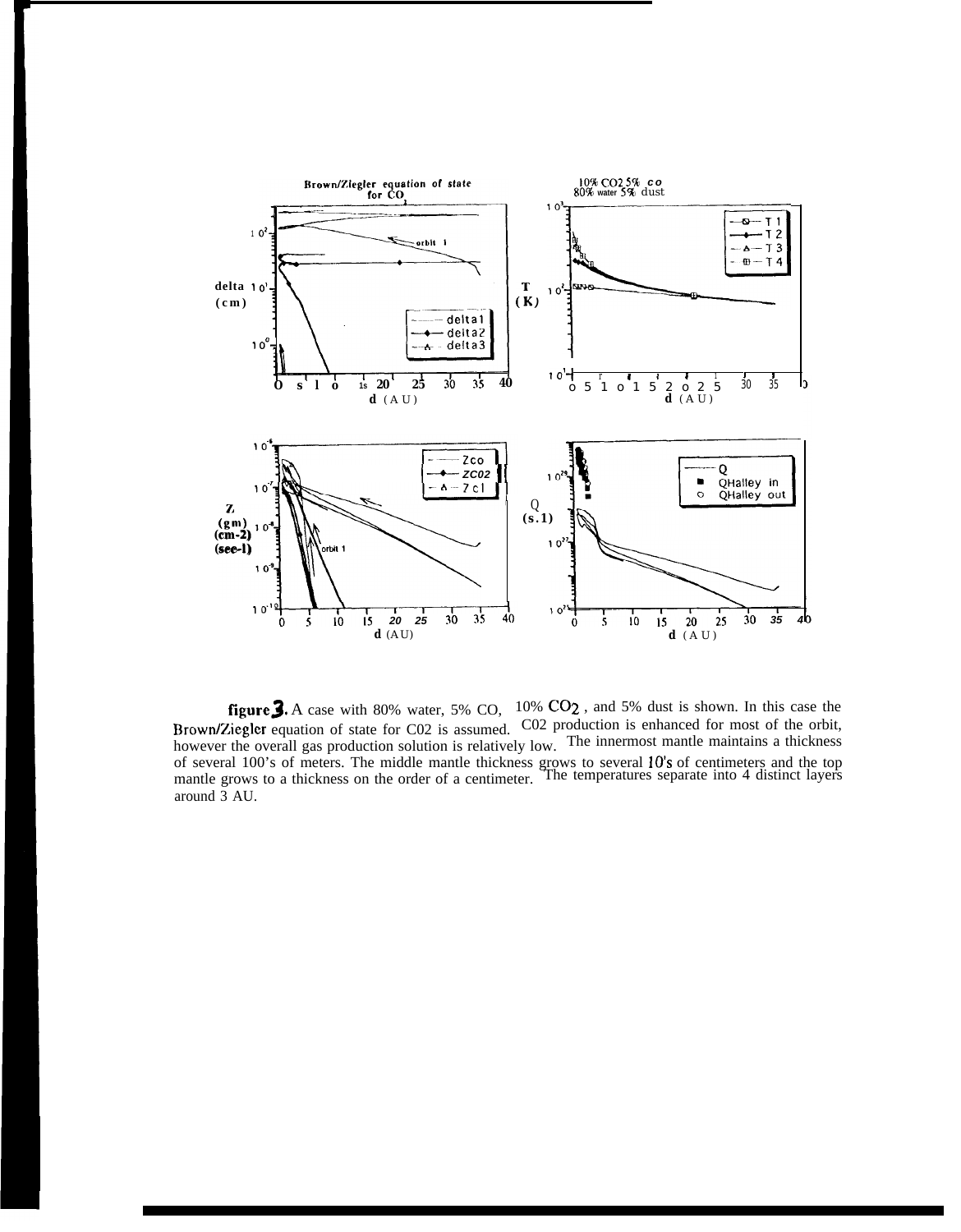figure 3. A case with 80% water, 5% CO, 10% $CO_2$, and 5% dust is shown. In this case the Brown/Ziegler equation of state for C02 is assumed. C02 production is enhanced for most of the orbit, however the overall gas production solution is relatively low. The innermost mantle maintains a thickness of several 100's of meters. The middle mantle thickness grows to several 10's of centimeters and the top mantle grows to a thickness on the order of a centimeter. The temperatures separate into 4 distinct layers around 3 AU.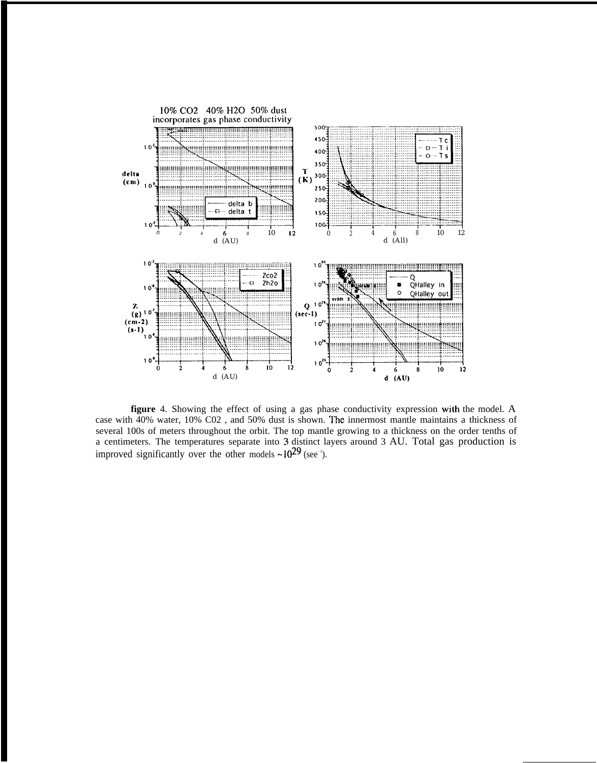figure 4. Showing the effect of using a gas phase conductivity expression with the model. A case with 40% water, 10% $CO_2$, and 50% dust is shown. The innermost mantle maintains a thickness of several 100s of meters throughout the orbit. The top mantle growing to a thickness on the order tenths of a centimeters. The temperatures separate into 3 distinct layers around 3 AU. Total gas production is improved significantly over the other models ~$10^{29}$ ($sec^{-1}$).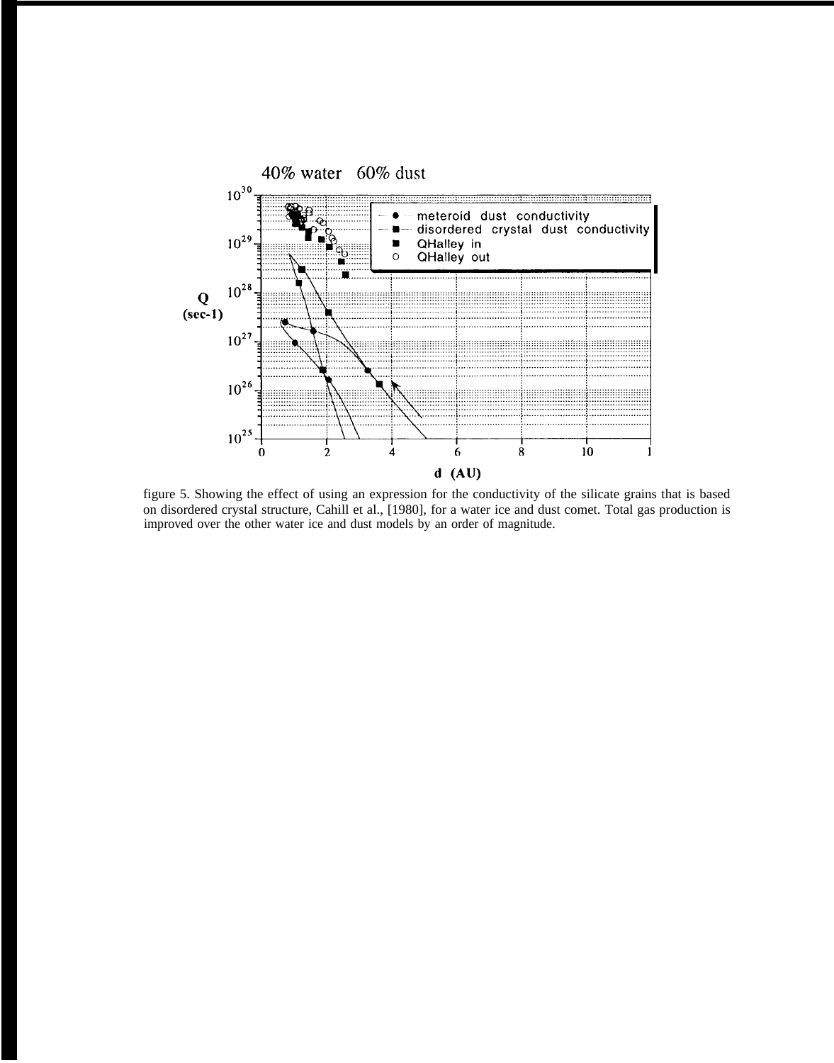figure 5. Showing the effect of using an expression for the conductivity of the silicate grains that is based on disordered crystal structure, Cahill et al., [1980], for a water ice and dust comet. Total gas production is improved over the other water ice and dust models by an order of magnitude.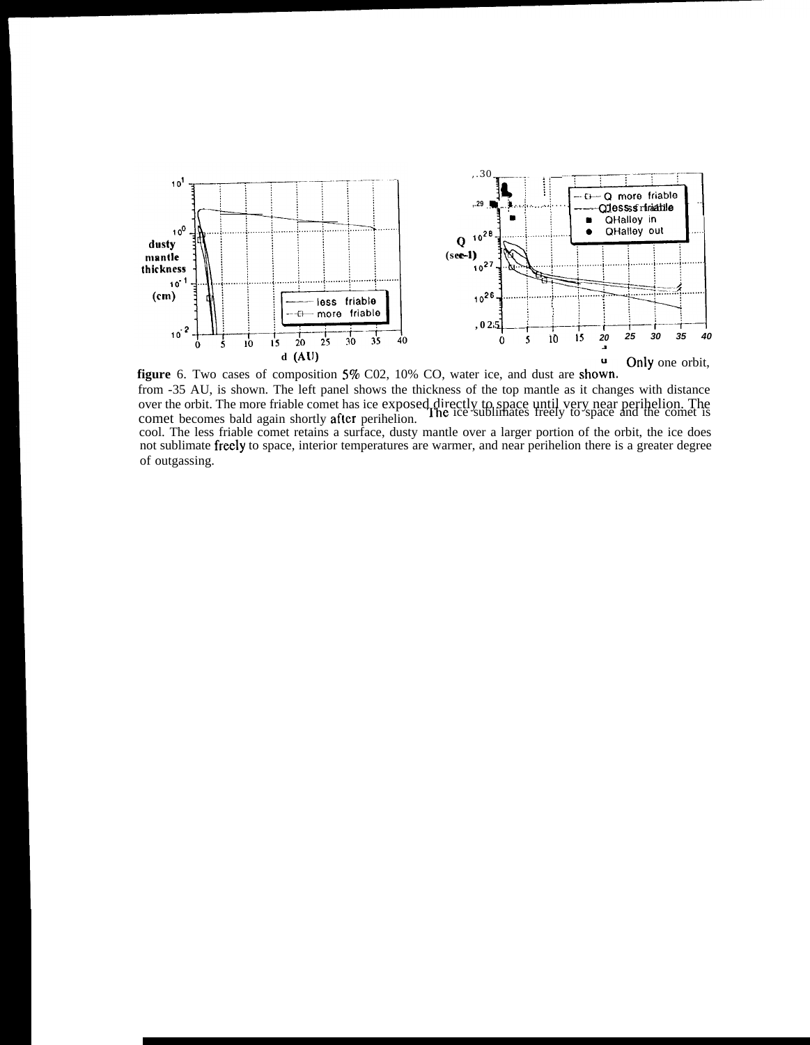10[1]

$10^0$

dusty
mantle
thickness

$10^{-1}$

(cm)

$10^{-2}$

less friable

more friable

0 5 10 15 20 25 30 35 40

d (AU)

,.30

,29

Q $10^{28}$

(sec-1)

$10^{27}$

$10^{26}$

,025

Q more friable

Q less friable

QHalley in

QHalley out

0 5 10 15 20 25 30 35 40

**figure** 6. Two cases of composition 5% $CO_2$, 10% CO, water ice, and dust are shown. Only one orbit, from -35 AU, is shown. The left panel shows the thickness of the top mantle as it changes with distance over the orbit. The more friable comet has ice exposed directly to space until very near perihelion. The comet becomes bald again shortly after perihelion. The ice sublimates freely to space and the comet is cool. The less friable comet retains a surface, dusty mantle over a larger portion of the orbit, the ice does not sublimate freely to space, interior temperatures are warmer, and near perihelion there is a greater degree of outgassing.